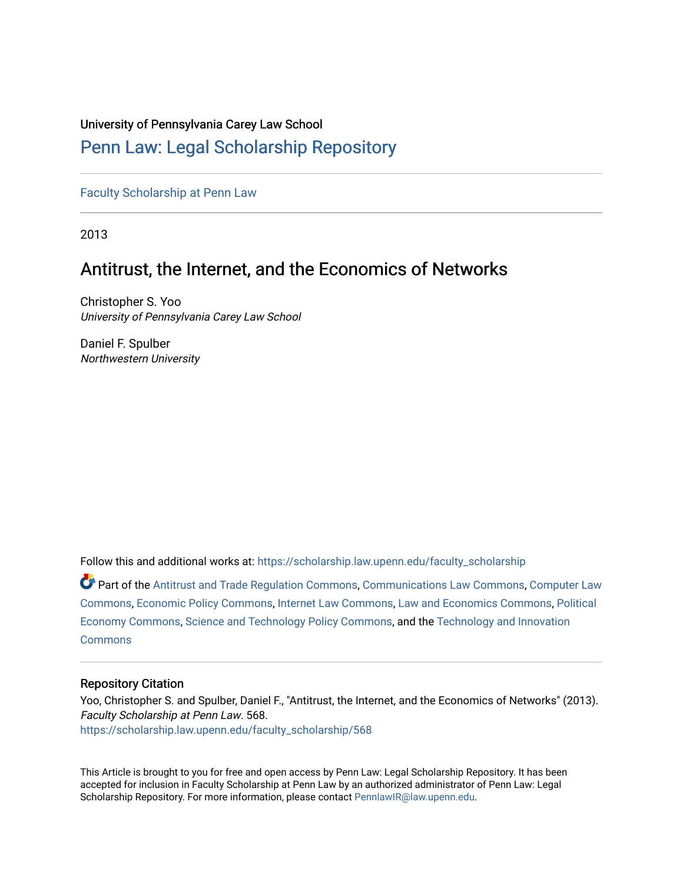University of Pennsylvania Carey Law School

# Penn Law: Legal Scholarship Repository

Faculty Scholarship at Penn Law

2013

## Antitrust, the Internet, and the Economics of Networks

Christopher S. Yoo
*University of Pennsylvania Carey Law School*

Daniel F. Spulber
*Northwestern University*

Follow this and additional works at: https://scholarship.law.upenn.edu/faculty_scholarship

Part of the Antitrust and Trade Regulation Commons, Communications Law Commons, Computer Law Commons, Economic Policy Commons, Internet Law Commons, Law and Economics Commons, Political Economy Commons, Science and Technology Policy Commons, and the Technology and Innovation Commons

### Repository Citation

Yoo, Christopher S. and Spulber, Daniel F., "Antitrust, the Internet, and the Economics of Networks" (2013). *Faculty Scholarship at Penn Law*. 568.
https://scholarship.law.upenn.edu/faculty_scholarship/568

This Article is brought to you for free and open access by Penn Law: Legal Scholarship Repository. It has been accepted for inclusion in Faculty Scholarship at Penn Law by an authorized administrator of Penn Law: Legal Scholarship Repository. For more information, please contact PennlawIR@law.upenn.edu.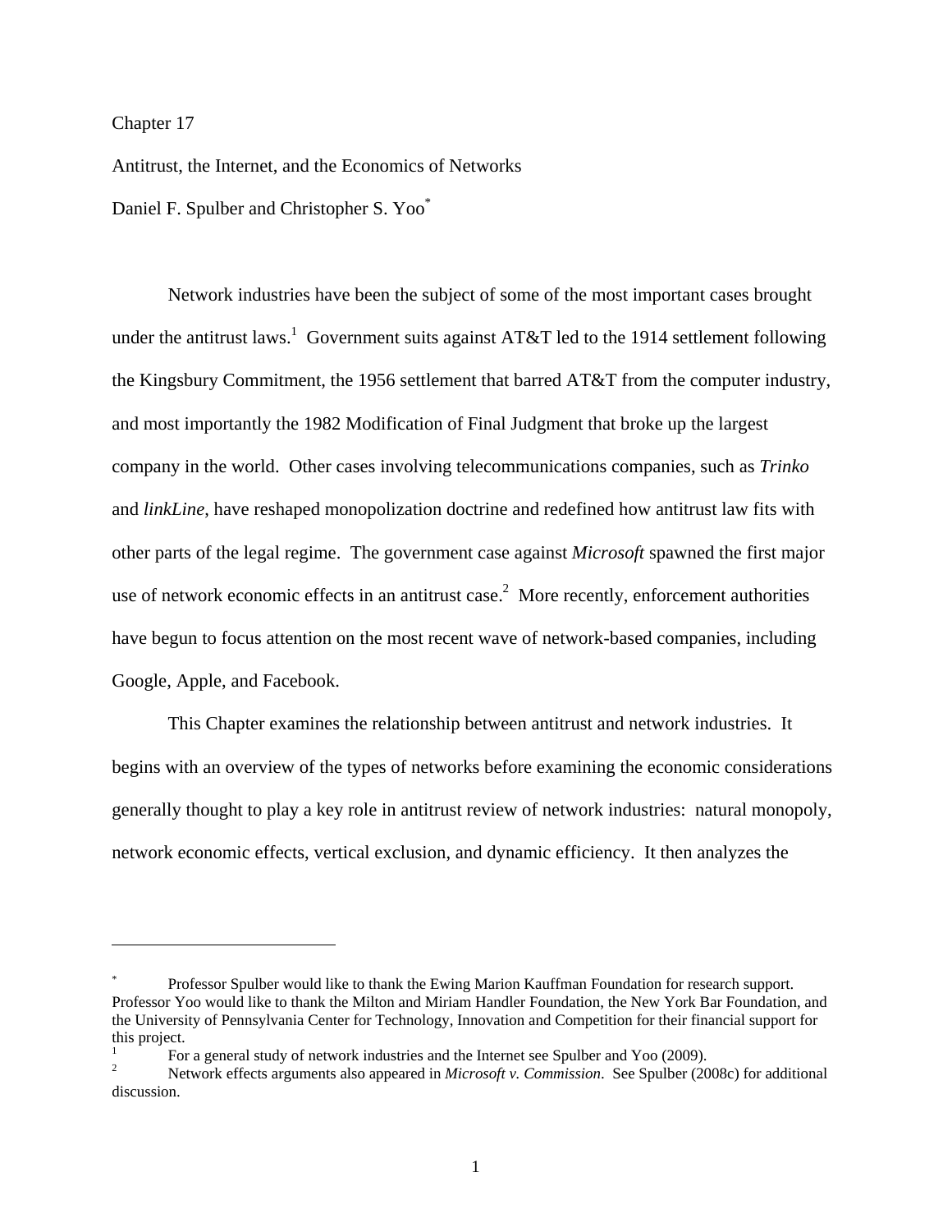Chapter 17

Antitrust, the Internet, and the Economics of Networks

Daniel F. Spulber and Christopher S. Yoo[*]

Network industries have been the subject of some of the most important cases brought under the antitrust laws.[1] Government suits against AT&T led to the 1914 settlement following the Kingsbury Commitment, the 1956 settlement that barred AT&T from the computer industry, and most importantly the 1982 Modification of Final Judgment that broke up the largest company in the world. Other cases involving telecommunications companies, such as *Trinko* and *linkLine*, have reshaped monopolization doctrine and redefined how antitrust law fits with other parts of the legal regime. The government case against *Microsoft* spawned the first major use of network economic effects in an antitrust case.[2] More recently, enforcement authorities have begun to focus attention on the most recent wave of network-based companies, including Google, Apple, and Facebook.

This Chapter examines the relationship between antitrust and network industries. It begins with an overview of the types of networks before examining the economic considerations generally thought to play a key role in antitrust review of network industries: natural monopoly, network economic effects, vertical exclusion, and dynamic efficiency. It then analyzes the

---

[*] Professor Spulber would like to thank the Ewing Marion Kauffman Foundation for research support. Professor Yoo would like to thank the Milton and Miriam Handler Foundation, the New York Bar Foundation, and the University of Pennsylvania Center for Technology, Innovation and Competition for their financial support for this project.

[1] For a general study of network industries and the Internet see Spulber and Yoo (2009).

[2] Network effects arguments also appeared in *Microsoft v. Commission*. See Spulber (2008c) for additional discussion.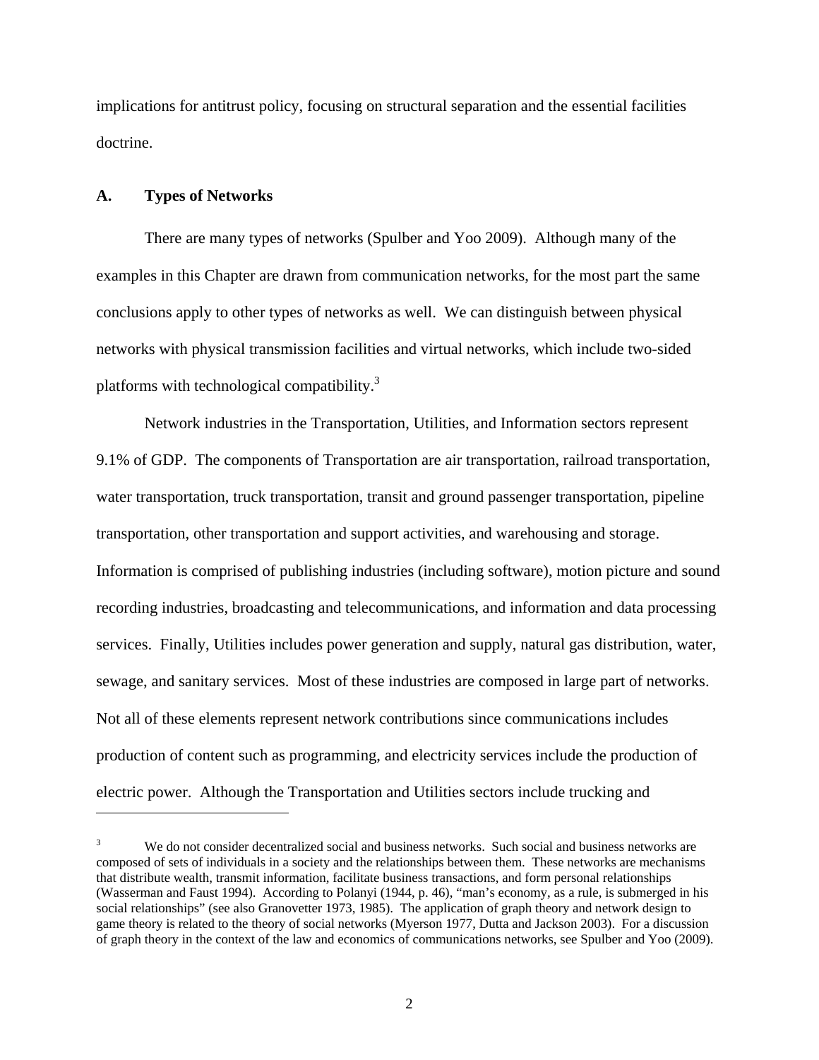implications for antitrust policy, focusing on structural separation and the essential facilities doctrine.

## A. Types of Networks

There are many types of networks (Spulber and Yoo 2009). Although many of the examples in this Chapter are drawn from communication networks, for the most part the same conclusions apply to other types of networks as well. We can distinguish between physical networks with physical transmission facilities and virtual networks, which include two-sided platforms with technological compatibility.[3]

Network industries in the Transportation, Utilities, and Information sectors represent 9.1% of GDP. The components of Transportation are air transportation, railroad transportation, water transportation, truck transportation, transit and ground passenger transportation, pipeline transportation, other transportation and support activities, and warehousing and storage. Information is comprised of publishing industries (including software), motion picture and sound recording industries, broadcasting and telecommunications, and information and data processing services. Finally, Utilities includes power generation and supply, natural gas distribution, water, sewage, and sanitary services. Most of these industries are composed in large part of networks. Not all of these elements represent network contributions since communications includes production of content such as programming, and electricity services include the production of electric power. Although the Transportation and Utilities sectors include trucking and

---

[3] We do not consider decentralized social and business networks. Such social and business networks are composed of sets of individuals in a society and the relationships between them. These networks are mechanisms that distribute wealth, transmit information, facilitate business transactions, and form personal relationships (Wasserman and Faust 1994). According to Polanyi (1944, p. 46), "man's economy, as a rule, is submerged in his social relationships" (see also Granovetter 1973, 1985). The application of graph theory and network design to game theory is related to the theory of social networks (Myerson 1977, Dutta and Jackson 2003). For a discussion of graph theory in the context of the law and economics of communications networks, see Spulber and Yoo (2009).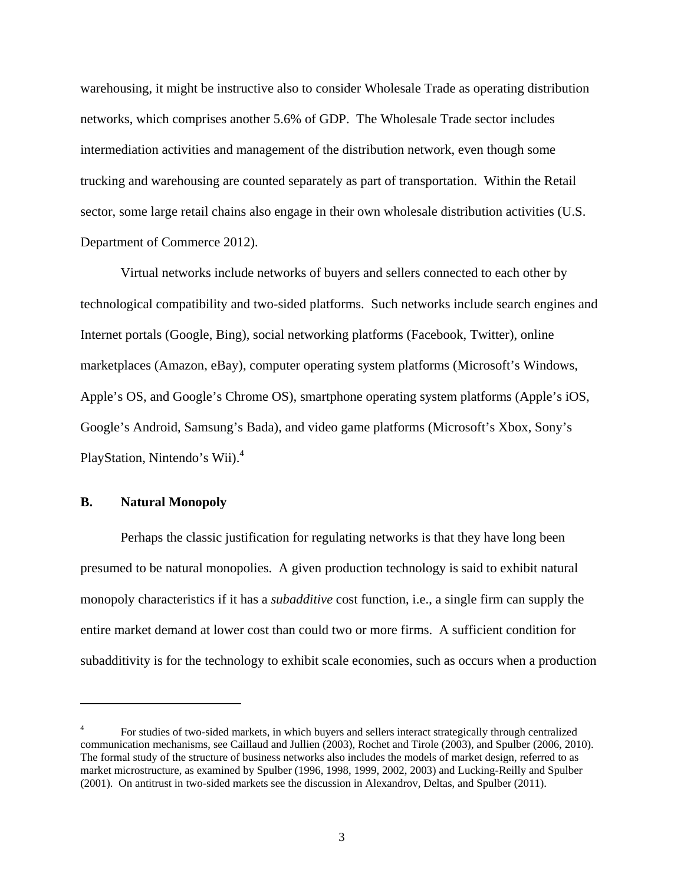warehousing, it might be instructive also to consider Wholesale Trade as operating distribution networks, which comprises another 5.6% of GDP. The Wholesale Trade sector includes intermediation activities and management of the distribution network, even though some trucking and warehousing are counted separately as part of transportation. Within the Retail sector, some large retail chains also engage in their own wholesale distribution activities (U.S. Department of Commerce 2012).

Virtual networks include networks of buyers and sellers connected to each other by technological compatibility and two-sided platforms. Such networks include search engines and Internet portals (Google, Bing), social networking platforms (Facebook, Twitter), online marketplaces (Amazon, eBay), computer operating system platforms (Microsoft's Windows, Apple's OS, and Google's Chrome OS), smartphone operating system platforms (Apple's iOS, Google's Android, Samsung's Bada), and video game platforms (Microsoft's Xbox, Sony's PlayStation, Nintendo's Wii).[4]

### B. Natural Monopoly

Perhaps the classic justification for regulating networks is that they have long been presumed to be natural monopolies. A given production technology is said to exhibit natural monopoly characteristics if it has a *subadditive* cost function, i.e., a single firm can supply the entire market demand at lower cost than could two or more firms. A sufficient condition for subadditivity is for the technology to exhibit scale economies, such as occurs when a production

---

[4] For studies of two-sided markets, in which buyers and sellers interact strategically through centralized communication mechanisms, see Caillaud and Jullien (2003), Rochet and Tirole (2003), and Spulber (2006, 2010). The formal study of the structure of business networks also includes the models of market design, referred to as market microstructure, as examined by Spulber (1996, 1998, 1999, 2002, 2003) and Lucking-Reilly and Spulber (2001). On antitrust in two-sided markets see the discussion in Alexandrov, Deltas, and Spulber (2011).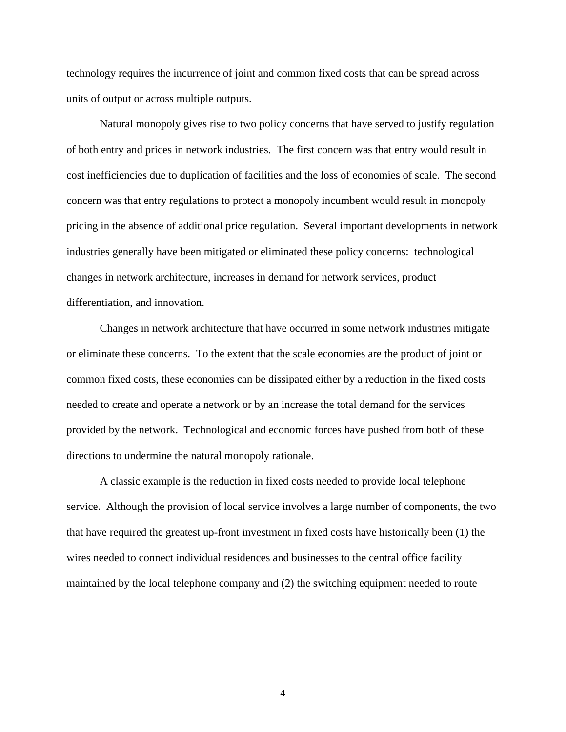technology requires the incurrence of joint and common fixed costs that can be spread across units of output or across multiple outputs.

Natural monopoly gives rise to two policy concerns that have served to justify regulation of both entry and prices in network industries. The first concern was that entry would result in cost inefficiencies due to duplication of facilities and the loss of economies of scale. The second concern was that entry regulations to protect a monopoly incumbent would result in monopoly pricing in the absence of additional price regulation. Several important developments in network industries generally have been mitigated or eliminated these policy concerns: technological changes in network architecture, increases in demand for network services, product differentiation, and innovation.

Changes in network architecture that have occurred in some network industries mitigate or eliminate these concerns. To the extent that the scale economies are the product of joint or common fixed costs, these economies can be dissipated either by a reduction in the fixed costs needed to create and operate a network or by an increase the total demand for the services provided by the network. Technological and economic forces have pushed from both of these directions to undermine the natural monopoly rationale.

A classic example is the reduction in fixed costs needed to provide local telephone service. Although the provision of local service involves a large number of components, the two that have required the greatest up-front investment in fixed costs have historically been (1) the wires needed to connect individual residences and businesses to the central office facility maintained by the local telephone company and (2) the switching equipment needed to route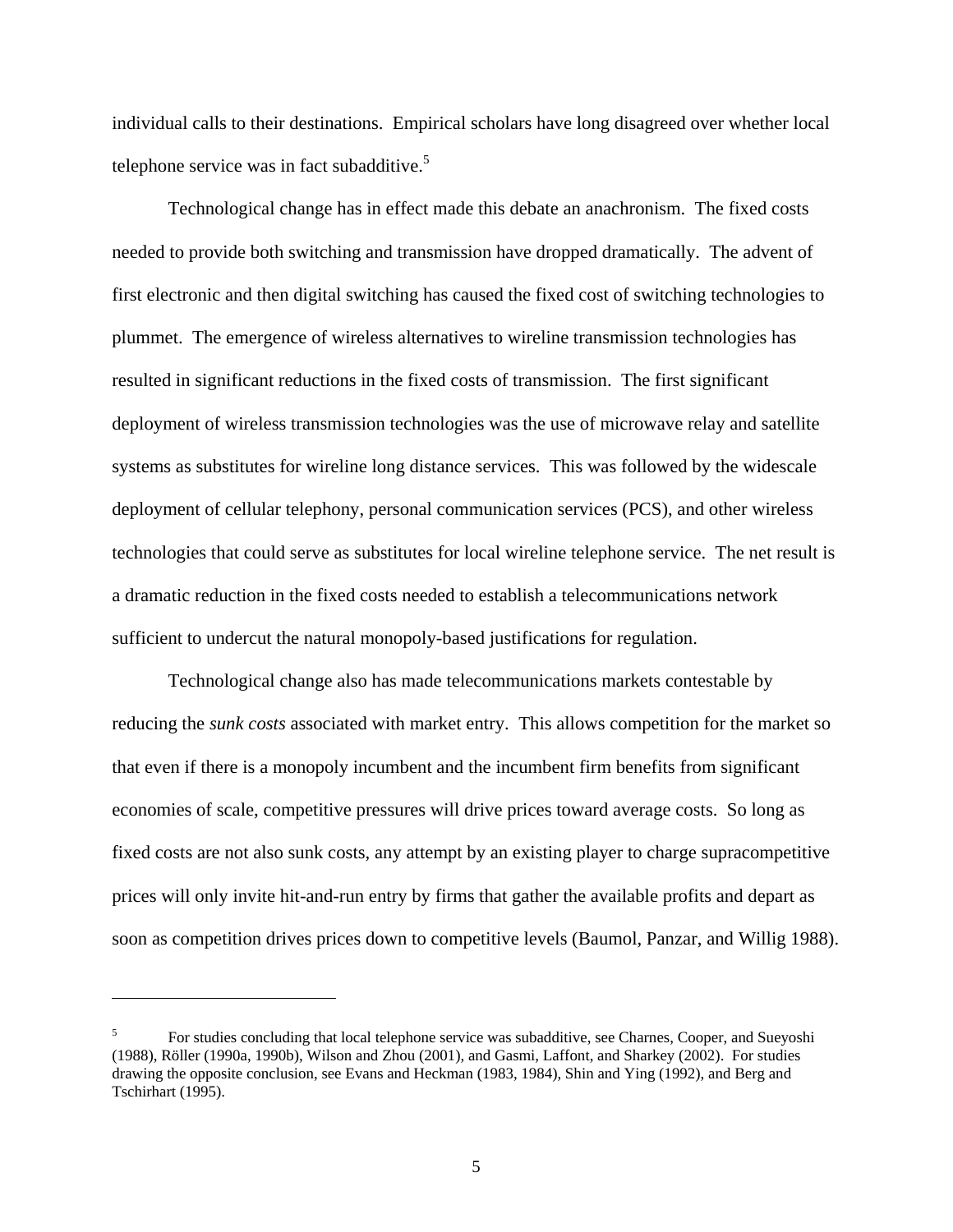individual calls to their destinations. Empirical scholars have long disagreed over whether local telephone service was in fact subadditive.[5]

Technological change has in effect made this debate an anachronism. The fixed costs needed to provide both switching and transmission have dropped dramatically. The advent of first electronic and then digital switching has caused the fixed cost of switching technologies to plummet. The emergence of wireless alternatives to wireline transmission technologies has resulted in significant reductions in the fixed costs of transmission. The first significant deployment of wireless transmission technologies was the use of microwave relay and satellite systems as substitutes for wireline long distance services. This was followed by the widescale deployment of cellular telephony, personal communication services (PCS), and other wireless technologies that could serve as substitutes for local wireline telephone service. The net result is a dramatic reduction in the fixed costs needed to establish a telecommunications network sufficient to undercut the natural monopoly-based justifications for regulation.

Technological change also has made telecommunications markets contestable by reducing the *sunk costs* associated with market entry. This allows competition for the market so that even if there is a monopoly incumbent and the incumbent firm benefits from significant economies of scale, competitive pressures will drive prices toward average costs. So long as fixed costs are not also sunk costs, any attempt by an existing player to charge supracompetitive prices will only invite hit-and-run entry by firms that gather the available profits and depart as soon as competition drives prices down to competitive levels (Baumol, Panzar, and Willig 1988).

---

[5] For studies concluding that local telephone service was subadditive, see Charnes, Cooper, and Sueyoshi (1988), Röller (1990a, 1990b), Wilson and Zhou (2001), and Gasmi, Laffont, and Sharkey (2002). For studies drawing the opposite conclusion, see Evans and Heckman (1983, 1984), Shin and Ying (1992), and Berg and Tschirhart (1995).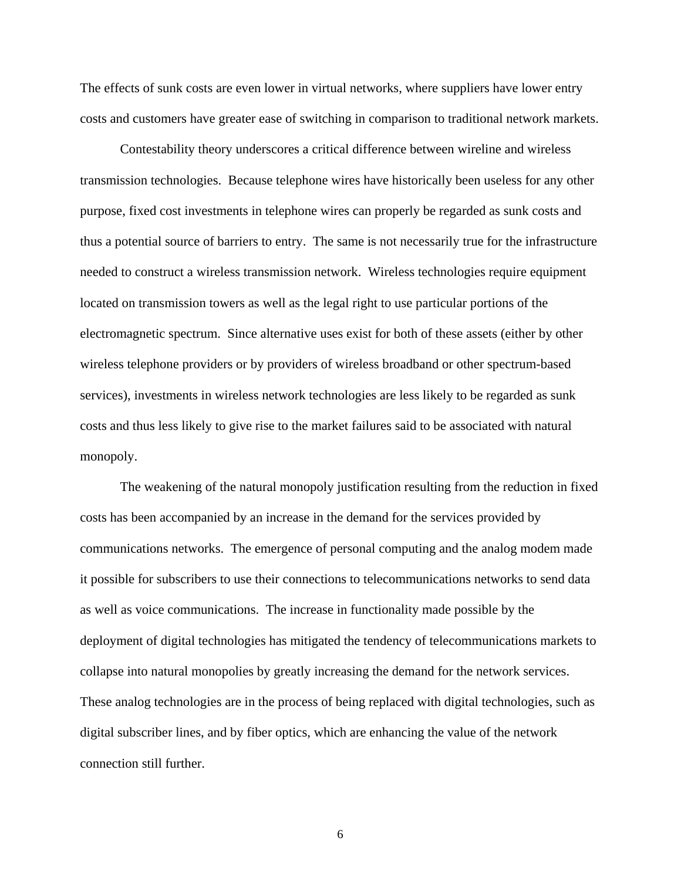The effects of sunk costs are even lower in virtual networks, where suppliers have lower entry costs and customers have greater ease of switching in comparison to traditional network markets.

Contestability theory underscores a critical difference between wireline and wireless transmission technologies. Because telephone wires have historically been useless for any other purpose, fixed cost investments in telephone wires can properly be regarded as sunk costs and thus a potential source of barriers to entry. The same is not necessarily true for the infrastructure needed to construct a wireless transmission network. Wireless technologies require equipment located on transmission towers as well as the legal right to use particular portions of the electromagnetic spectrum. Since alternative uses exist for both of these assets (either by other wireless telephone providers or by providers of wireless broadband or other spectrum-based services), investments in wireless network technologies are less likely to be regarded as sunk costs and thus less likely to give rise to the market failures said to be associated with natural monopoly.

The weakening of the natural monopoly justification resulting from the reduction in fixed costs has been accompanied by an increase in the demand for the services provided by communications networks. The emergence of personal computing and the analog modem made it possible for subscribers to use their connections to telecommunications networks to send data as well as voice communications. The increase in functionality made possible by the deployment of digital technologies has mitigated the tendency of telecommunications markets to collapse into natural monopolies by greatly increasing the demand for the network services. These analog technologies are in the process of being replaced with digital technologies, such as digital subscriber lines, and by fiber optics, which are enhancing the value of the network connection still further.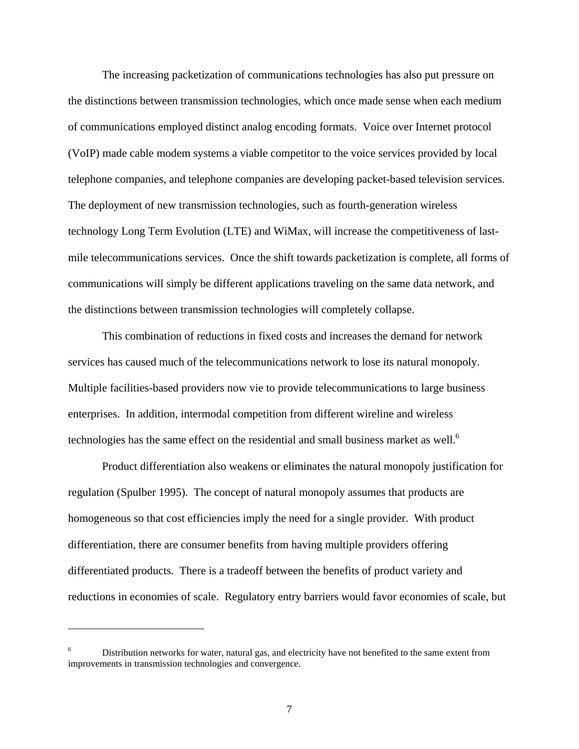The increasing packetization of communications technologies has also put pressure on the distinctions between transmission technologies, which once made sense when each medium of communications employed distinct analog encoding formats. Voice over Internet protocol (VoIP) made cable modem systems a viable competitor to the voice services provided by local telephone companies, and telephone companies are developing packet-based television services. The deployment of new transmission technologies, such as fourth-generation wireless technology Long Term Evolution (LTE) and WiMax, will increase the competitiveness of last-mile telecommunications services. Once the shift towards packetization is complete, all forms of communications will simply be different applications traveling on the same data network, and the distinctions between transmission technologies will completely collapse.

This combination of reductions in fixed costs and increases the demand for network services has caused much of the telecommunications network to lose its natural monopoly. Multiple facilities-based providers now vie to provide telecommunications to large business enterprises. In addition, intermodal competition from different wireline and wireless technologies has the same effect on the residential and small business market as well.[6]

Product differentiation also weakens or eliminates the natural monopoly justification for regulation (Spulber 1995). The concept of natural monopoly assumes that products are homogeneous so that cost efficiencies imply the need for a single provider. With product differentiation, there are consumer benefits from having multiple providers offering differentiated products. There is a tradeoff between the benefits of product variety and reductions in economies of scale. Regulatory entry barriers would favor economies of scale, but

---

[6] Distribution networks for water, natural gas, and electricity have not benefited to the same extent from improvements in transmission technologies and convergence.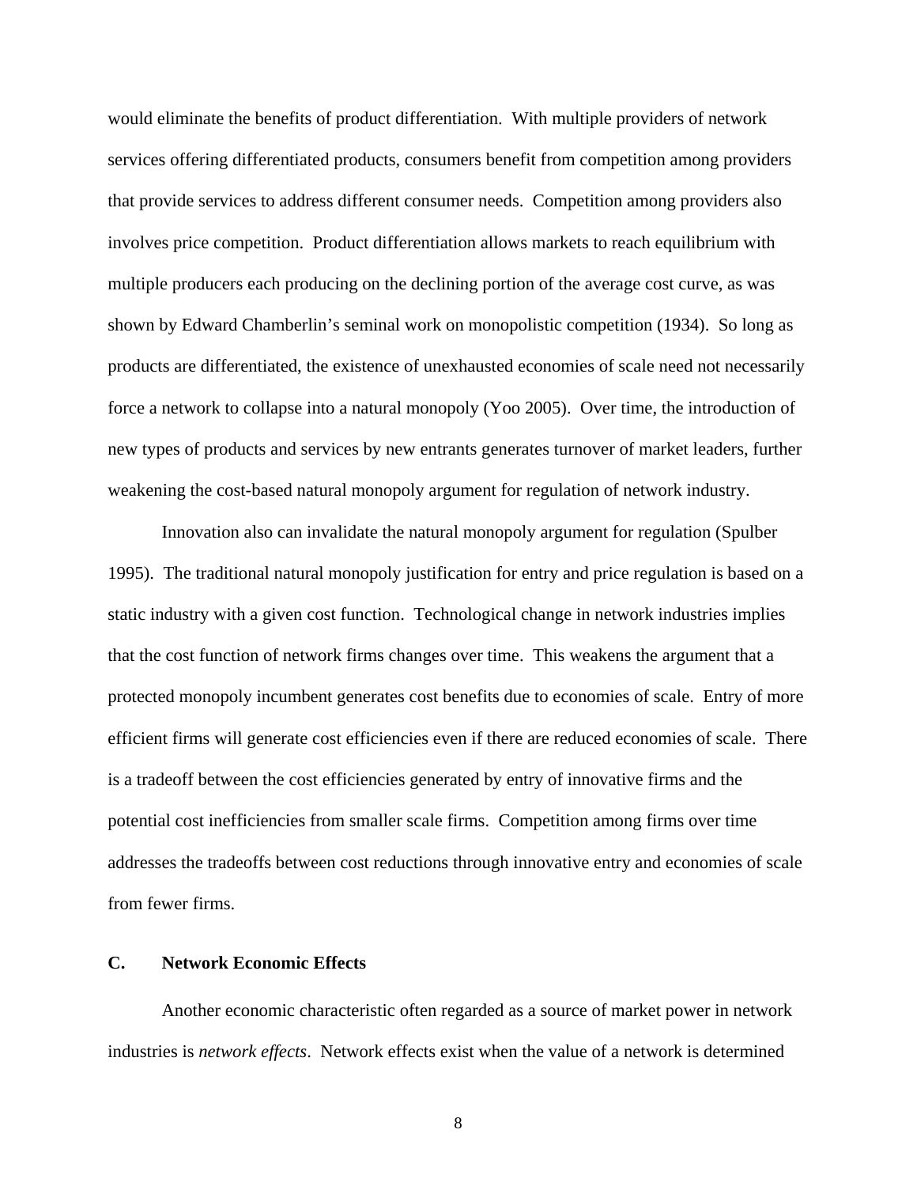would eliminate the benefits of product differentiation. With multiple providers of network services offering differentiated products, consumers benefit from competition among providers that provide services to address different consumer needs. Competition among providers also involves price competition. Product differentiation allows markets to reach equilibrium with multiple producers each producing on the declining portion of the average cost curve, as was shown by Edward Chamberlin's seminal work on monopolistic competition (1934). So long as products are differentiated, the existence of unexhausted economies of scale need not necessarily force a network to collapse into a natural monopoly (Yoo 2005). Over time, the introduction of new types of products and services by new entrants generates turnover of market leaders, further weakening the cost-based natural monopoly argument for regulation of network industry.

Innovation also can invalidate the natural monopoly argument for regulation (Spulber 1995). The traditional natural monopoly justification for entry and price regulation is based on a static industry with a given cost function. Technological change in network industries implies that the cost function of network firms changes over time. This weakens the argument that a protected monopoly incumbent generates cost benefits due to economies of scale. Entry of more efficient firms will generate cost efficiencies even if there are reduced economies of scale. There is a tradeoff between the cost efficiencies generated by entry of innovative firms and the potential cost inefficiencies from smaller scale firms. Competition among firms over time addresses the tradeoffs between cost reductions through innovative entry and economies of scale from fewer firms.

### C. Network Economic Effects

Another economic characteristic often regarded as a source of market power in network industries is *network effects*. Network effects exist when the value of a network is determined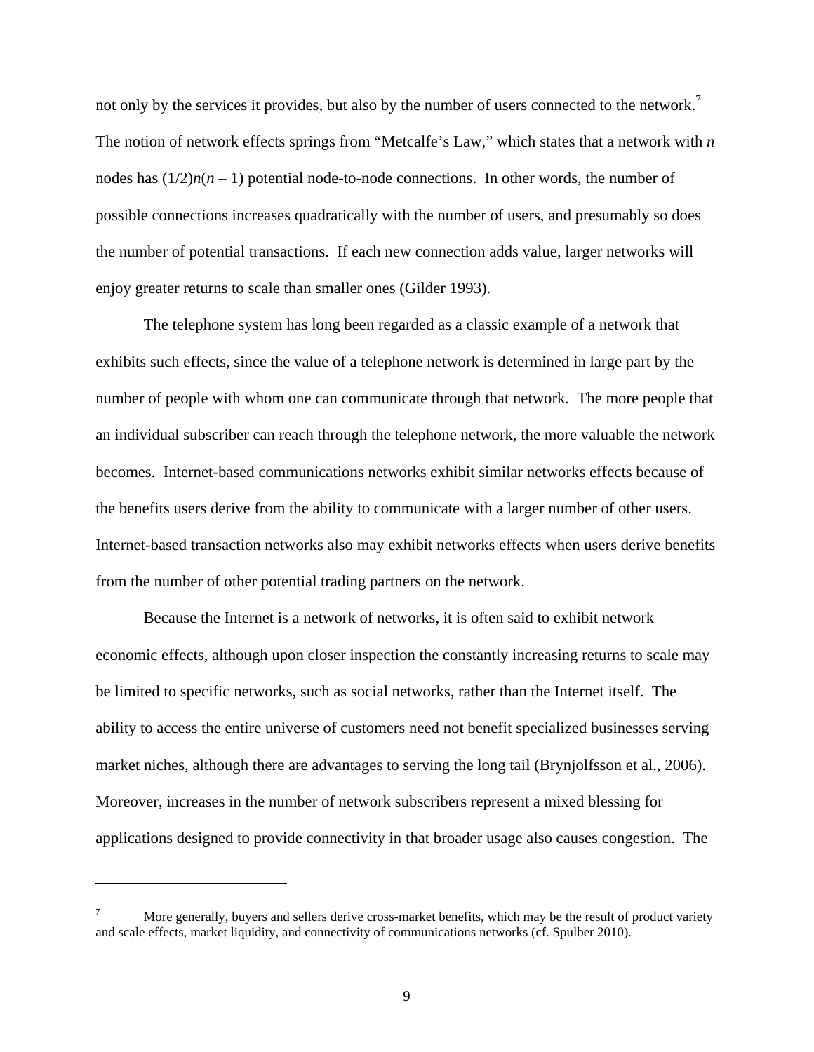not only by the services it provides, but also by the number of users connected to the network.[7] The notion of network effects springs from "Metcalfe's Law," which states that a network with $n$ nodes has $(1/2)n(n - 1)$ potential node-to-node connections. In other words, the number of possible connections increases quadratically with the number of users, and presumably so does the number of potential transactions. If each new connection adds value, larger networks will enjoy greater returns to scale than smaller ones (Gilder 1993).

The telephone system has long been regarded as a classic example of a network that exhibits such effects, since the value of a telephone network is determined in large part by the number of people with whom one can communicate through that network. The more people that an individual subscriber can reach through the telephone network, the more valuable the network becomes. Internet-based communications networks exhibit similar networks effects because of the benefits users derive from the ability to communicate with a larger number of other users. Internet-based transaction networks also may exhibit networks effects when users derive benefits from the number of other potential trading partners on the network.

Because the Internet is a network of networks, it is often said to exhibit network economic effects, although upon closer inspection the constantly increasing returns to scale may be limited to specific networks, such as social networks, rather than the Internet itself. The ability to access the entire universe of customers need not benefit specialized businesses serving market niches, although there are advantages to serving the long tail (Brynjolfsson et al., 2006). Moreover, increases in the number of network subscribers represent a mixed blessing for applications designed to provide connectivity in that broader usage also causes congestion. The

---

[7] More generally, buyers and sellers derive cross-market benefits, which may be the result of product variety and scale effects, market liquidity, and connectivity of communications networks (cf. Spulber 2010).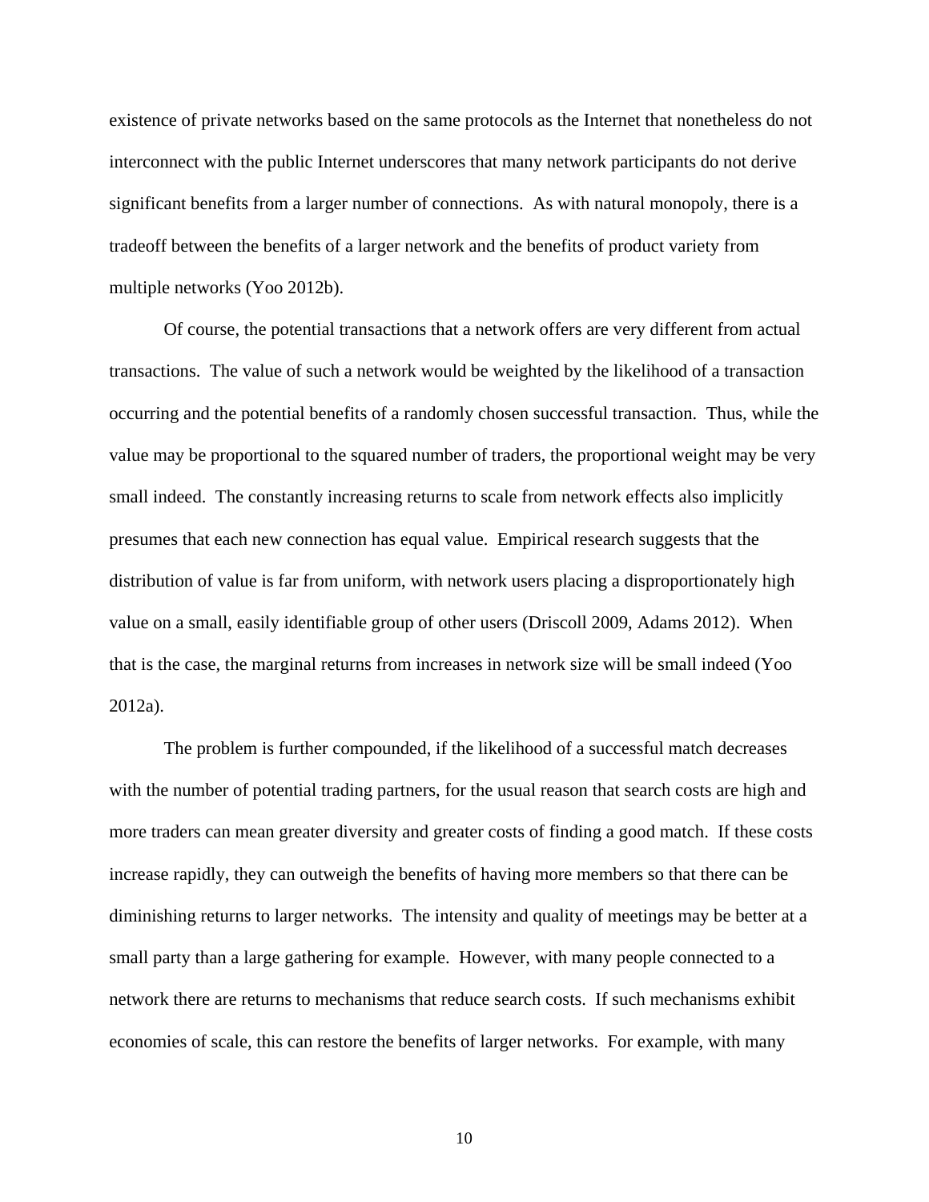existence of private networks based on the same protocols as the Internet that nonetheless do not interconnect with the public Internet underscores that many network participants do not derive significant benefits from a larger number of connections. As with natural monopoly, there is a tradeoff between the benefits of a larger network and the benefits of product variety from multiple networks (Yoo 2012b).

Of course, the potential transactions that a network offers are very different from actual transactions. The value of such a network would be weighted by the likelihood of a transaction occurring and the potential benefits of a randomly chosen successful transaction. Thus, while the value may be proportional to the squared number of traders, the proportional weight may be very small indeed. The constantly increasing returns to scale from network effects also implicitly presumes that each new connection has equal value. Empirical research suggests that the distribution of value is far from uniform, with network users placing a disproportionately high value on a small, easily identifiable group of other users (Driscoll 2009, Adams 2012). When that is the case, the marginal returns from increases in network size will be small indeed (Yoo 2012a).

The problem is further compounded, if the likelihood of a successful match decreases with the number of potential trading partners, for the usual reason that search costs are high and more traders can mean greater diversity and greater costs of finding a good match. If these costs increase rapidly, they can outweigh the benefits of having more members so that there can be diminishing returns to larger networks. The intensity and quality of meetings may be better at a small party than a large gathering for example. However, with many people connected to a network there are returns to mechanisms that reduce search costs. If such mechanisms exhibit economies of scale, this can restore the benefits of larger networks. For example, with many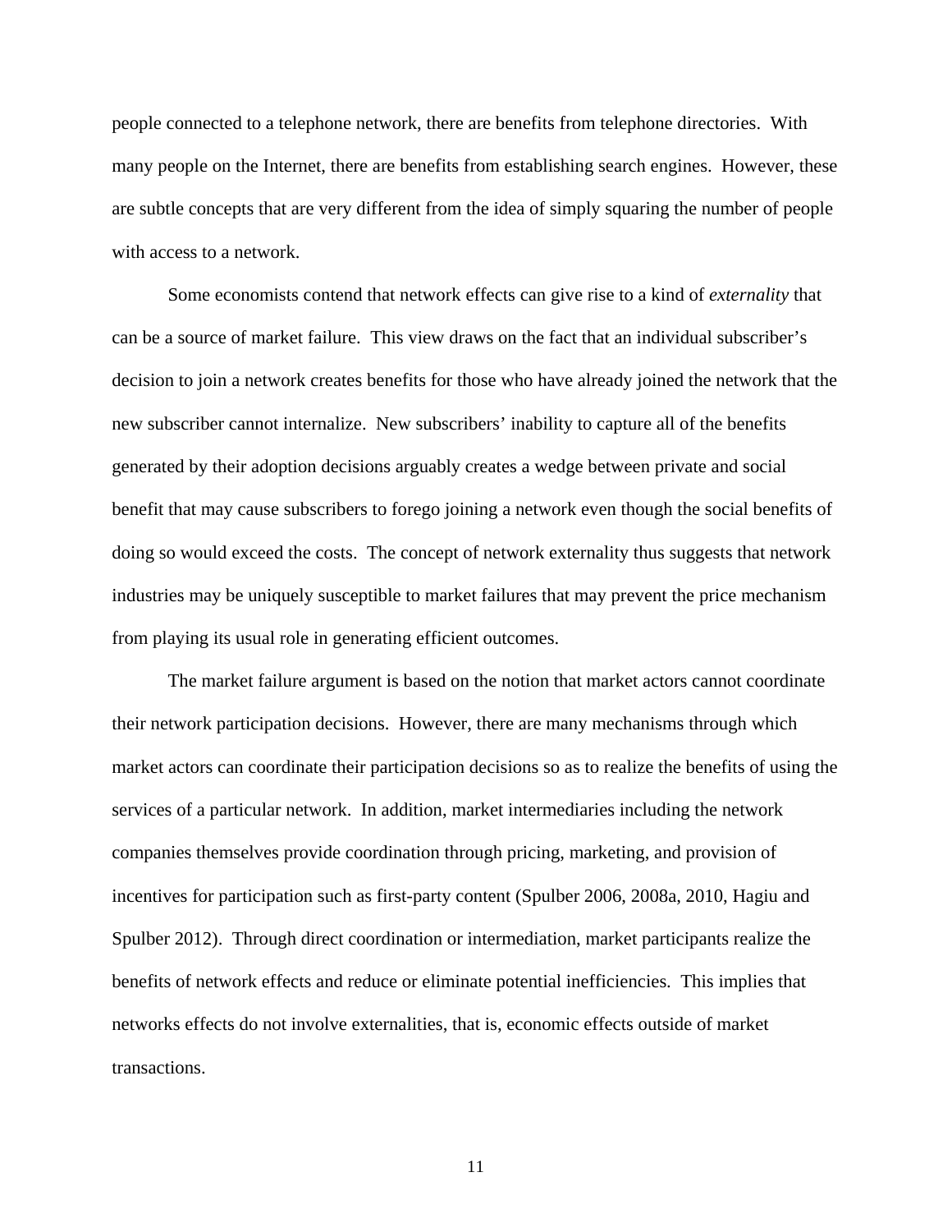people connected to a telephone network, there are benefits from telephone directories. With many people on the Internet, there are benefits from establishing search engines. However, these are subtle concepts that are very different from the idea of simply squaring the number of people with access to a network.

Some economists contend that network effects can give rise to a kind of *externality* that can be a source of market failure. This view draws on the fact that an individual subscriber's decision to join a network creates benefits for those who have already joined the network that the new subscriber cannot internalize. New subscribers' inability to capture all of the benefits generated by their adoption decisions arguably creates a wedge between private and social benefit that may cause subscribers to forego joining a network even though the social benefits of doing so would exceed the costs. The concept of network externality thus suggests that network industries may be uniquely susceptible to market failures that may prevent the price mechanism from playing its usual role in generating efficient outcomes.

The market failure argument is based on the notion that market actors cannot coordinate their network participation decisions. However, there are many mechanisms through which market actors can coordinate their participation decisions so as to realize the benefits of using the services of a particular network. In addition, market intermediaries including the network companies themselves provide coordination through pricing, marketing, and provision of incentives for participation such as first-party content (Spulber 2006, 2008a, 2010, Hagiu and Spulber 2012). Through direct coordination or intermediation, market participants realize the benefits of network effects and reduce or eliminate potential inefficiencies. This implies that networks effects do not involve externalities, that is, economic effects outside of market transactions.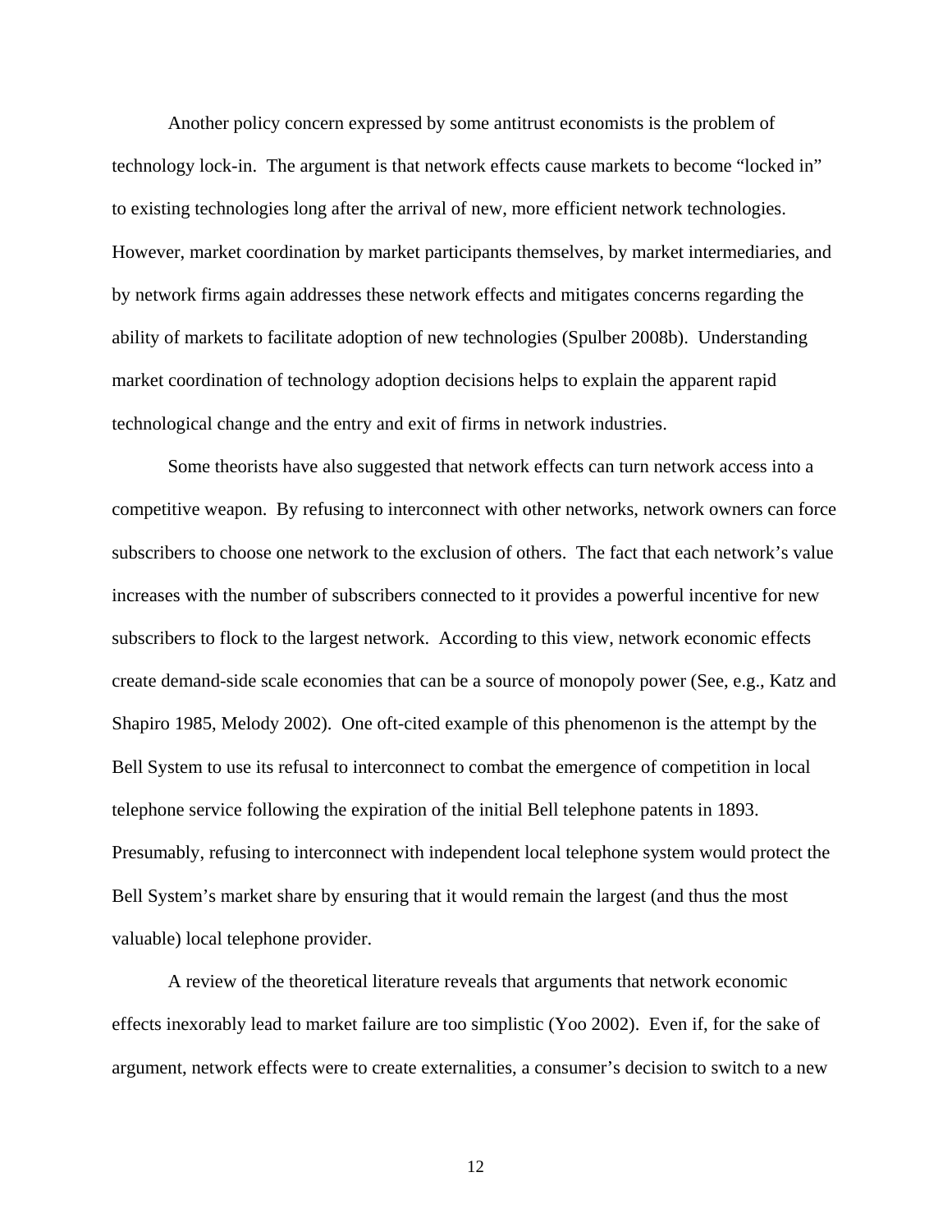Another policy concern expressed by some antitrust economists is the problem of technology lock-in. The argument is that network effects cause markets to become "locked in" to existing technologies long after the arrival of new, more efficient network technologies. However, market coordination by market participants themselves, by market intermediaries, and by network firms again addresses these network effects and mitigates concerns regarding the ability of markets to facilitate adoption of new technologies (Spulber 2008b). Understanding market coordination of technology adoption decisions helps to explain the apparent rapid technological change and the entry and exit of firms in network industries.

Some theorists have also suggested that network effects can turn network access into a competitive weapon. By refusing to interconnect with other networks, network owners can force subscribers to choose one network to the exclusion of others. The fact that each network's value increases with the number of subscribers connected to it provides a powerful incentive for new subscribers to flock to the largest network. According to this view, network economic effects create demand-side scale economies that can be a source of monopoly power (See, e.g., Katz and Shapiro 1985, Melody 2002). One oft-cited example of this phenomenon is the attempt by the Bell System to use its refusal to interconnect to combat the emergence of competition in local telephone service following the expiration of the initial Bell telephone patents in 1893. Presumably, refusing to interconnect with independent local telephone system would protect the Bell System's market share by ensuring that it would remain the largest (and thus the most valuable) local telephone provider.

A review of the theoretical literature reveals that arguments that network economic effects inexorably lead to market failure are too simplistic (Yoo 2002). Even if, for the sake of argument, network effects were to create externalities, a consumer's decision to switch to a new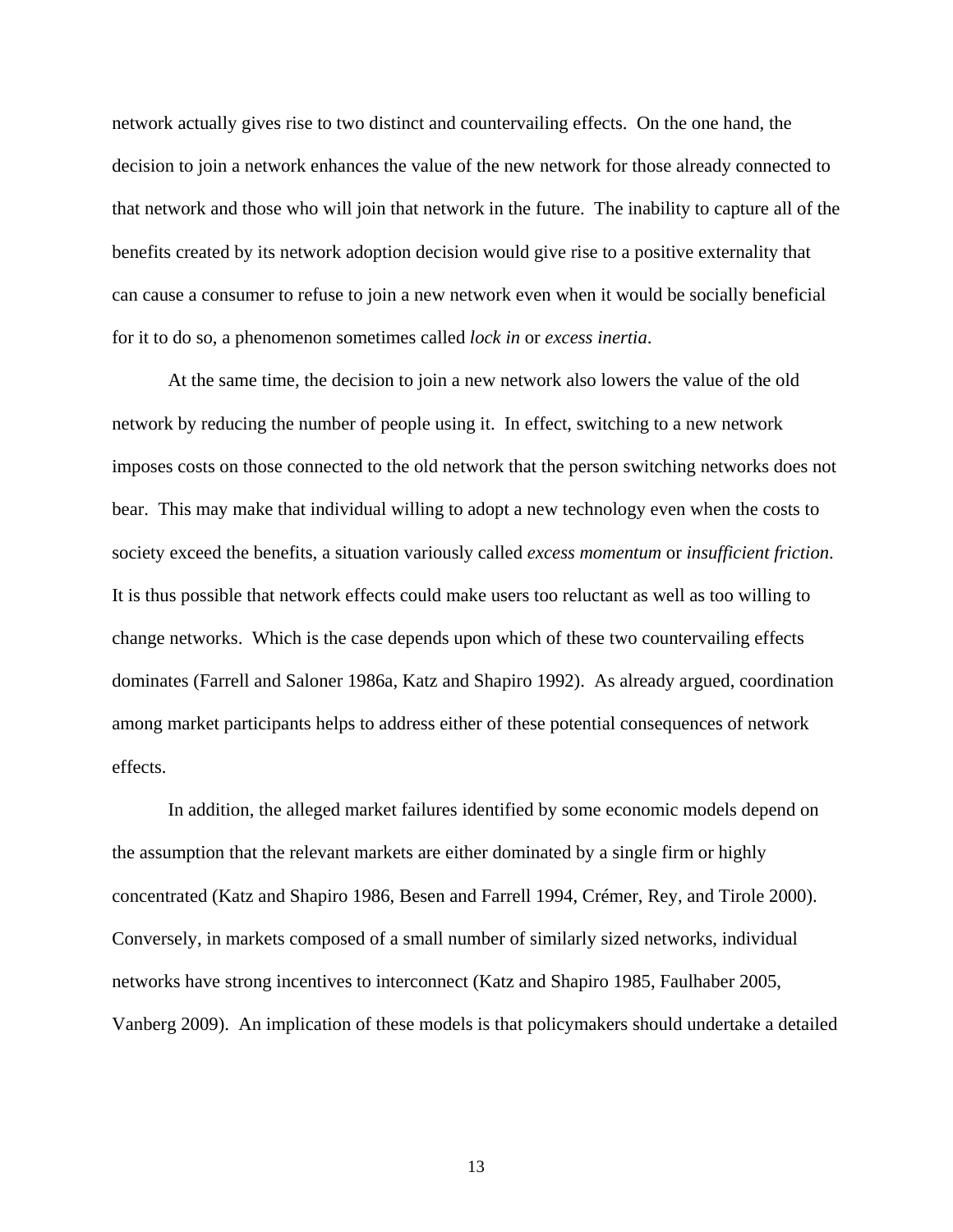network actually gives rise to two distinct and countervailing effects. On the one hand, the decision to join a network enhances the value of the new network for those already connected to that network and those who will join that network in the future. The inability to capture all of the benefits created by its network adoption decision would give rise to a positive externality that can cause a consumer to refuse to join a new network even when it would be socially beneficial for it to do so, a phenomenon sometimes called *lock in* or *excess inertia*.

At the same time, the decision to join a new network also lowers the value of the old network by reducing the number of people using it. In effect, switching to a new network imposes costs on those connected to the old network that the person switching networks does not bear. This may make that individual willing to adopt a new technology even when the costs to society exceed the benefits, a situation variously called *excess momentum* or *insufficient friction*. It is thus possible that network effects could make users too reluctant as well as too willing to change networks. Which is the case depends upon which of these two countervailing effects dominates (Farrell and Saloner 1986a, Katz and Shapiro 1992). As already argued, coordination among market participants helps to address either of these potential consequences of network effects.

In addition, the alleged market failures identified by some economic models depend on the assumption that the relevant markets are either dominated by a single firm or highly concentrated (Katz and Shapiro 1986, Besen and Farrell 1994, Crémer, Rey, and Tirole 2000). Conversely, in markets composed of a small number of similarly sized networks, individual networks have strong incentives to interconnect (Katz and Shapiro 1985, Faulhaber 2005, Vanberg 2009). An implication of these models is that policymakers should undertake a detailed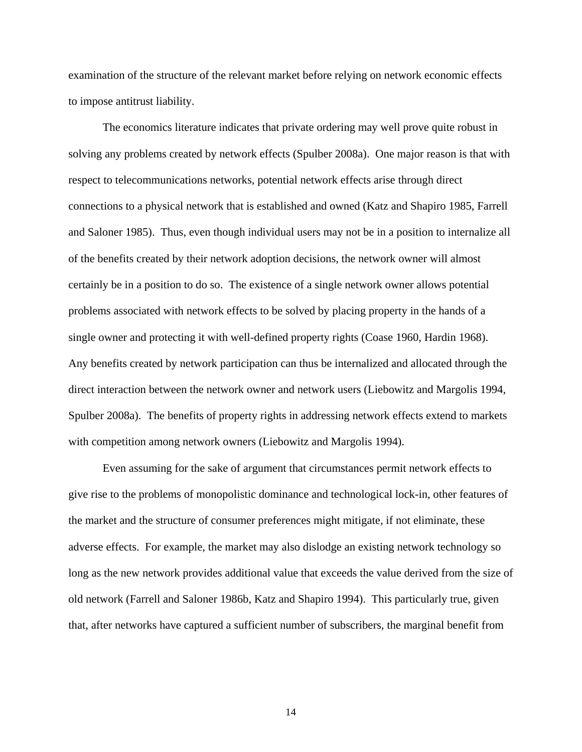examination of the structure of the relevant market before relying on network economic effects to impose antitrust liability.

The economics literature indicates that private ordering may well prove quite robust in solving any problems created by network effects (Spulber 2008a). One major reason is that with respect to telecommunications networks, potential network effects arise through direct connections to a physical network that is established and owned (Katz and Shapiro 1985, Farrell and Saloner 1985). Thus, even though individual users may not be in a position to internalize all of the benefits created by their network adoption decisions, the network owner will almost certainly be in a position to do so. The existence of a single network owner allows potential problems associated with network effects to be solved by placing property in the hands of a single owner and protecting it with well-defined property rights (Coase 1960, Hardin 1968). Any benefits created by network participation can thus be internalized and allocated through the direct interaction between the network owner and network users (Liebowitz and Margolis 1994, Spulber 2008a). The benefits of property rights in addressing network effects extend to markets with competition among network owners (Liebowitz and Margolis 1994).

Even assuming for the sake of argument that circumstances permit network effects to give rise to the problems of monopolistic dominance and technological lock-in, other features of the market and the structure of consumer preferences might mitigate, if not eliminate, these adverse effects. For example, the market may also dislodge an existing network technology so long as the new network provides additional value that exceeds the value derived from the size of old network (Farrell and Saloner 1986b, Katz and Shapiro 1994). This particularly true, given that, after networks have captured a sufficient number of subscribers, the marginal benefit from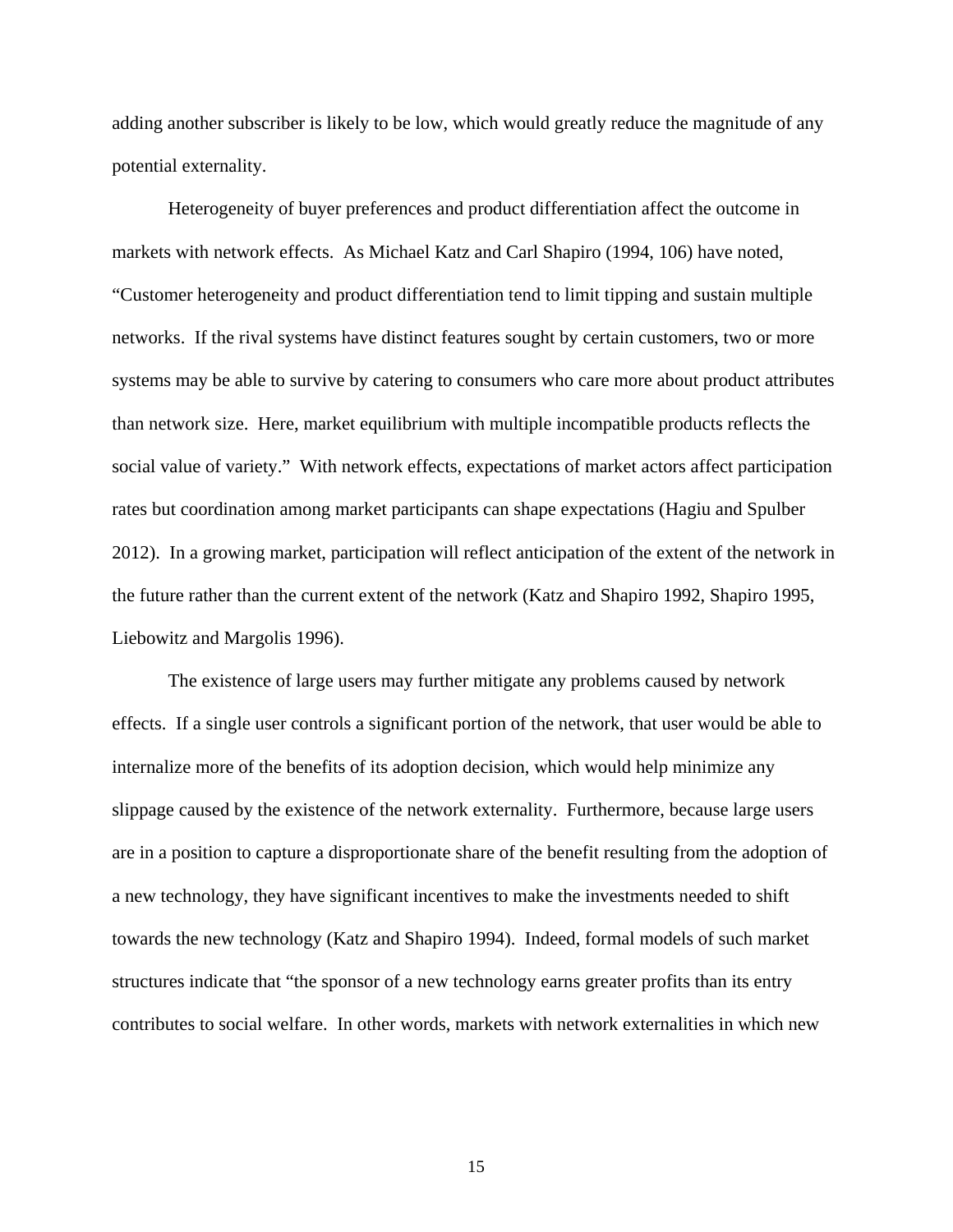adding another subscriber is likely to be low, which would greatly reduce the magnitude of any potential externality.

Heterogeneity of buyer preferences and product differentiation affect the outcome in markets with network effects. As Michael Katz and Carl Shapiro (1994, 106) have noted, “Customer heterogeneity and product differentiation tend to limit tipping and sustain multiple networks. If the rival systems have distinct features sought by certain customers, two or more systems may be able to survive by catering to consumers who care more about product attributes than network size. Here, market equilibrium with multiple incompatible products reflects the social value of variety.” With network effects, expectations of market actors affect participation rates but coordination among market participants can shape expectations (Hagiu and Spulber 2012). In a growing market, participation will reflect anticipation of the extent of the network in the future rather than the current extent of the network (Katz and Shapiro 1992, Shapiro 1995, Liebowitz and Margolis 1996).

The existence of large users may further mitigate any problems caused by network effects. If a single user controls a significant portion of the network, that user would be able to internalize more of the benefits of its adoption decision, which would help minimize any slippage caused by the existence of the network externality. Furthermore, because large users are in a position to capture a disproportionate share of the benefit resulting from the adoption of a new technology, they have significant incentives to make the investments needed to shift towards the new technology (Katz and Shapiro 1994). Indeed, formal models of such market structures indicate that “the sponsor of a new technology earns greater profits than its entry contributes to social welfare. In other words, markets with network externalities in which new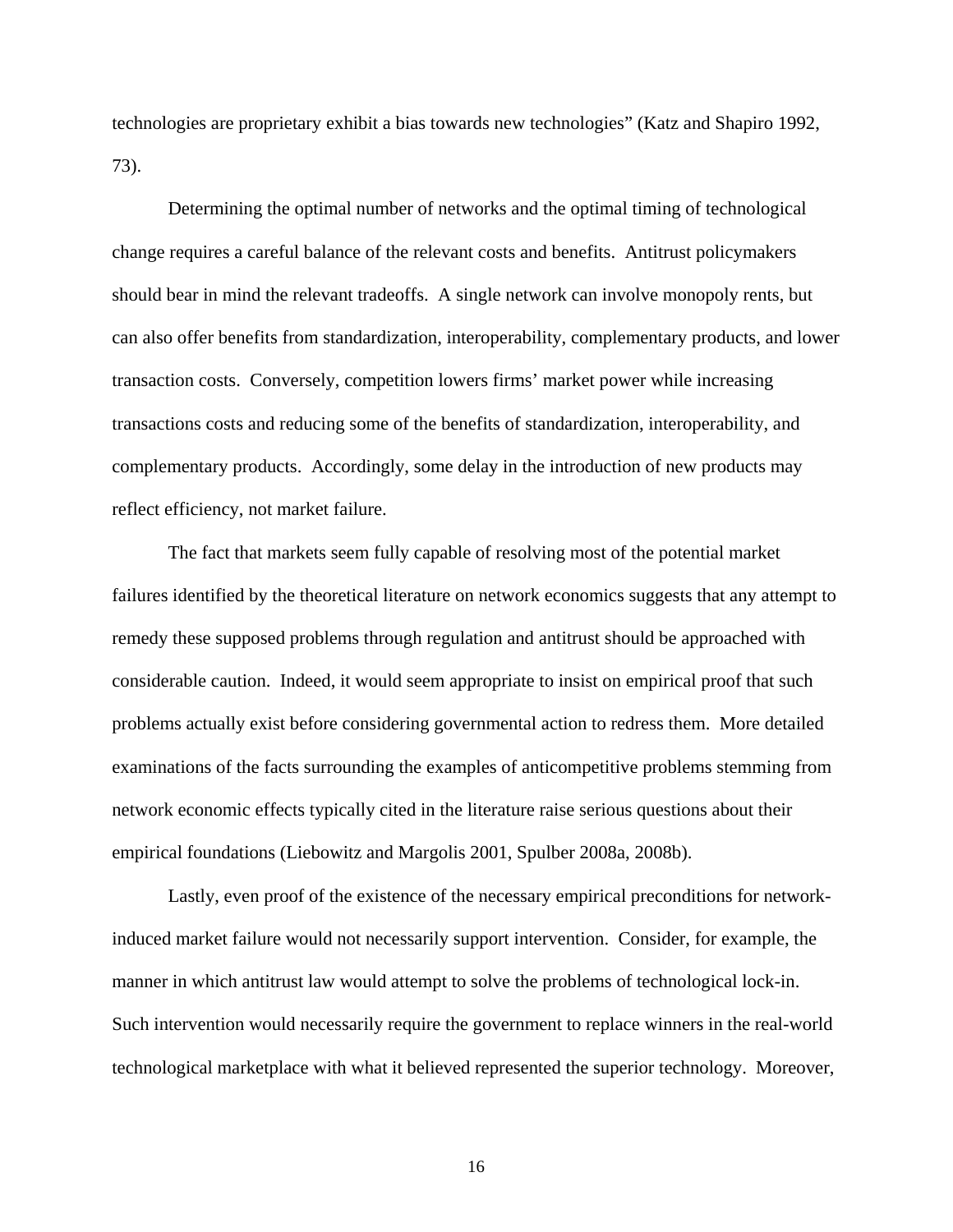technologies are proprietary exhibit a bias towards new technologies" (Katz and Shapiro 1992, 73).

Determining the optimal number of networks and the optimal timing of technological change requires a careful balance of the relevant costs and benefits. Antitrust policymakers should bear in mind the relevant tradeoffs. A single network can involve monopoly rents, but can also offer benefits from standardization, interoperability, complementary products, and lower transaction costs. Conversely, competition lowers firms' market power while increasing transactions costs and reducing some of the benefits of standardization, interoperability, and complementary products. Accordingly, some delay in the introduction of new products may reflect efficiency, not market failure.

The fact that markets seem fully capable of resolving most of the potential market failures identified by the theoretical literature on network economics suggests that any attempt to remedy these supposed problems through regulation and antitrust should be approached with considerable caution. Indeed, it would seem appropriate to insist on empirical proof that such problems actually exist before considering governmental action to redress them. More detailed examinations of the facts surrounding the examples of anticompetitive problems stemming from network economic effects typically cited in the literature raise serious questions about their empirical foundations (Liebowitz and Margolis 2001, Spulber 2008a, 2008b).

Lastly, even proof of the existence of the necessary empirical preconditions for network-induced market failure would not necessarily support intervention. Consider, for example, the manner in which antitrust law would attempt to solve the problems of technological lock-in. Such intervention would necessarily require the government to replace winners in the real-world technological marketplace with what it believed represented the superior technology. Moreover,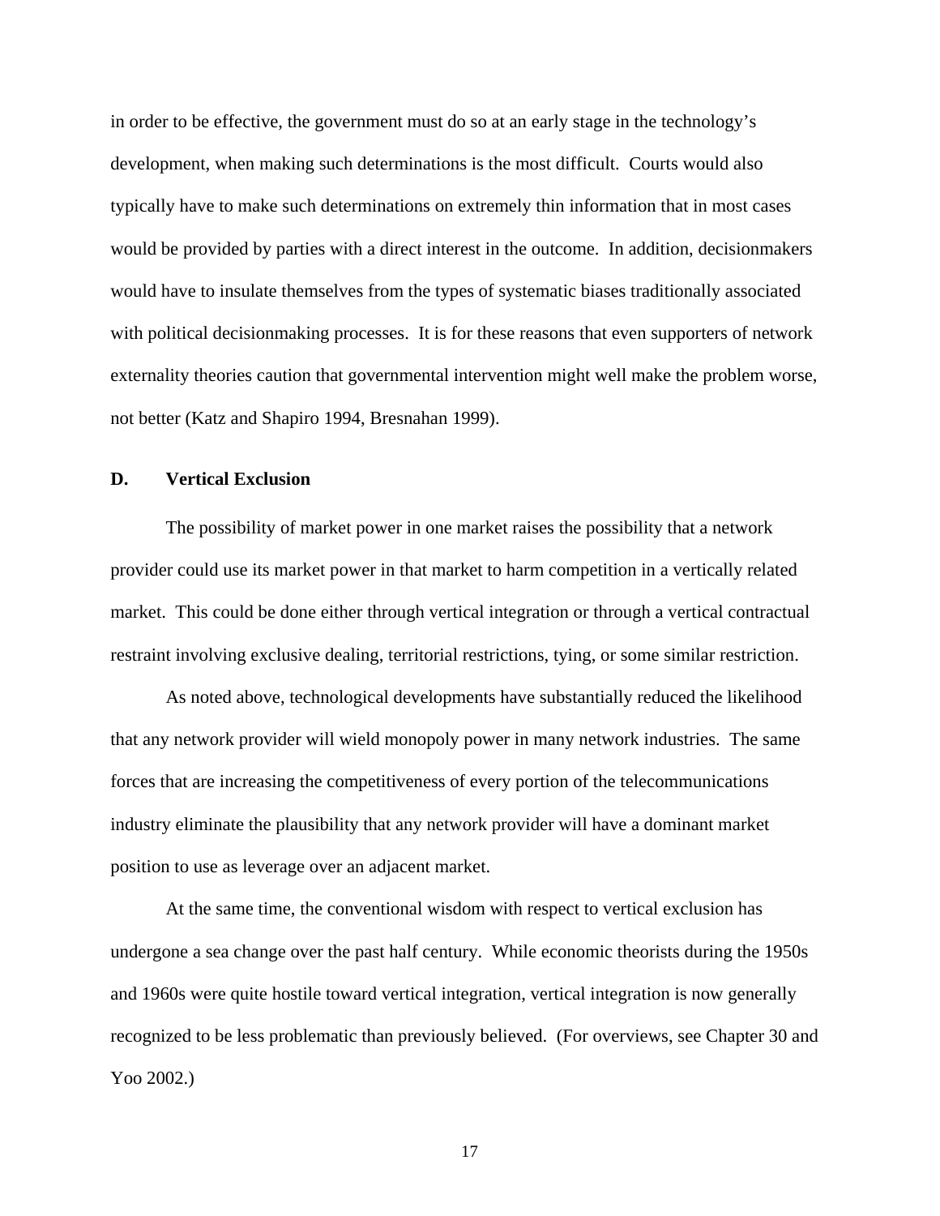in order to be effective, the government must do so at an early stage in the technology's development, when making such determinations is the most difficult. Courts would also typically have to make such determinations on extremely thin information that in most cases would be provided by parties with a direct interest in the outcome. In addition, decisionmakers would have to insulate themselves from the types of systematic biases traditionally associated with political decisionmaking processes. It is for these reasons that even supporters of network externality theories caution that governmental intervention might well make the problem worse, not better (Katz and Shapiro 1994, Bresnahan 1999).

### D. Vertical Exclusion

The possibility of market power in one market raises the possibility that a network provider could use its market power in that market to harm competition in a vertically related market. This could be done either through vertical integration or through a vertical contractual restraint involving exclusive dealing, territorial restrictions, tying, or some similar restriction.

As noted above, technological developments have substantially reduced the likelihood that any network provider will wield monopoly power in many network industries. The same forces that are increasing the competitiveness of every portion of the telecommunications industry eliminate the plausibility that any network provider will have a dominant market position to use as leverage over an adjacent market.

At the same time, the conventional wisdom with respect to vertical exclusion has undergone a sea change over the past half century. While economic theorists during the 1950s and 1960s were quite hostile toward vertical integration, vertical integration is now generally recognized to be less problematic than previously believed. (For overviews, see Chapter 30 and Yoo 2002.)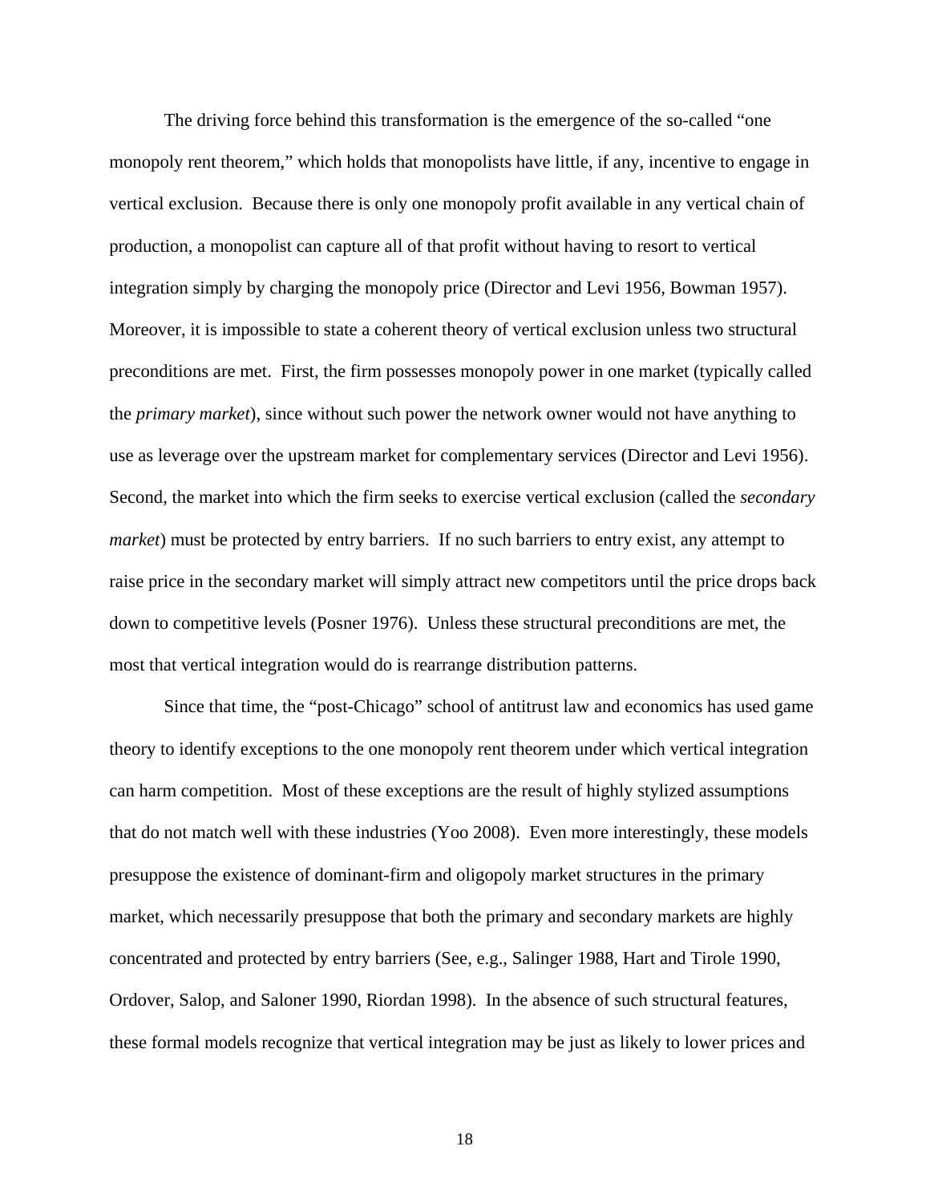The driving force behind this transformation is the emergence of the so-called "one monopoly rent theorem," which holds that monopolists have little, if any, incentive to engage in vertical exclusion. Because there is only one monopoly profit available in any vertical chain of production, a monopolist can capture all of that profit without having to resort to vertical integration simply by charging the monopoly price (Director and Levi 1956, Bowman 1957). Moreover, it is impossible to state a coherent theory of vertical exclusion unless two structural preconditions are met. First, the firm possesses monopoly power in one market (typically called the *primary market*), since without such power the network owner would not have anything to use as leverage over the upstream market for complementary services (Director and Levi 1956). Second, the market into which the firm seeks to exercise vertical exclusion (called the *secondary market*) must be protected by entry barriers. If no such barriers to entry exist, any attempt to raise price in the secondary market will simply attract new competitors until the price drops back down to competitive levels (Posner 1976). Unless these structural preconditions are met, the most that vertical integration would do is rearrange distribution patterns.

Since that time, the "post-Chicago" school of antitrust law and economics has used game theory to identify exceptions to the one monopoly rent theorem under which vertical integration can harm competition. Most of these exceptions are the result of highly stylized assumptions that do not match well with these industries (Yoo 2008). Even more interestingly, these models presuppose the existence of dominant-firm and oligopoly market structures in the primary market, which necessarily presuppose that both the primary and secondary markets are highly concentrated and protected by entry barriers (See, e.g., Salinger 1988, Hart and Tirole 1990, Ordover, Salop, and Saloner 1990, Riordan 1998). In the absence of such structural features, these formal models recognize that vertical integration may be just as likely to lower prices and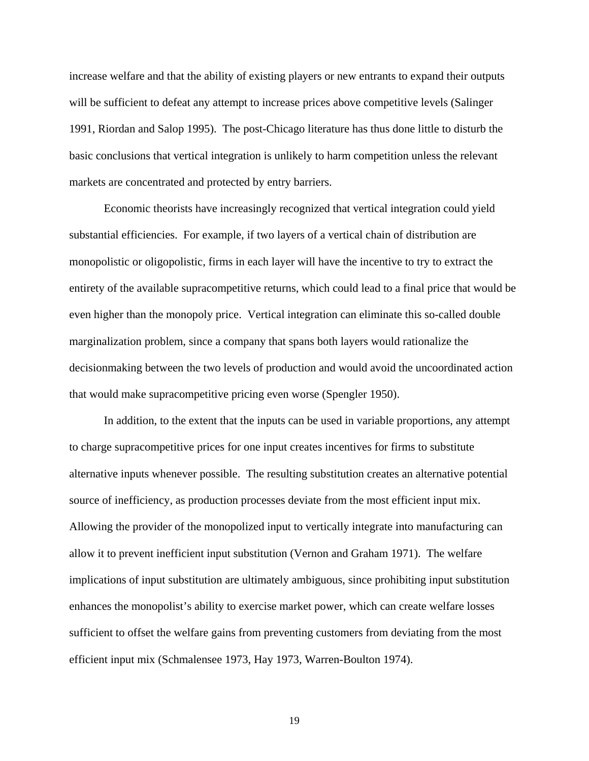increase welfare and that the ability of existing players or new entrants to expand their outputs will be sufficient to defeat any attempt to increase prices above competitive levels (Salinger 1991, Riordan and Salop 1995). The post-Chicago literature has thus done little to disturb the basic conclusions that vertical integration is unlikely to harm competition unless the relevant markets are concentrated and protected by entry barriers.

Economic theorists have increasingly recognized that vertical integration could yield substantial efficiencies. For example, if two layers of a vertical chain of distribution are monopolistic or oligopolistic, firms in each layer will have the incentive to try to extract the entirety of the available supracompetitive returns, which could lead to a final price that would be even higher than the monopoly price. Vertical integration can eliminate this so-called double marginalization problem, since a company that spans both layers would rationalize the decisionmaking between the two levels of production and would avoid the uncoordinated action that would make supracompetitive pricing even worse (Spengler 1950).

In addition, to the extent that the inputs can be used in variable proportions, any attempt to charge supracompetitive prices for one input creates incentives for firms to substitute alternative inputs whenever possible. The resulting substitution creates an alternative potential source of inefficiency, as production processes deviate from the most efficient input mix. Allowing the provider of the monopolized input to vertically integrate into manufacturing can allow it to prevent inefficient input substitution (Vernon and Graham 1971). The welfare implications of input substitution are ultimately ambiguous, since prohibiting input substitution enhances the monopolist's ability to exercise market power, which can create welfare losses sufficient to offset the welfare gains from preventing customers from deviating from the most efficient input mix (Schmalensee 1973, Hay 1973, Warren-Boulton 1974).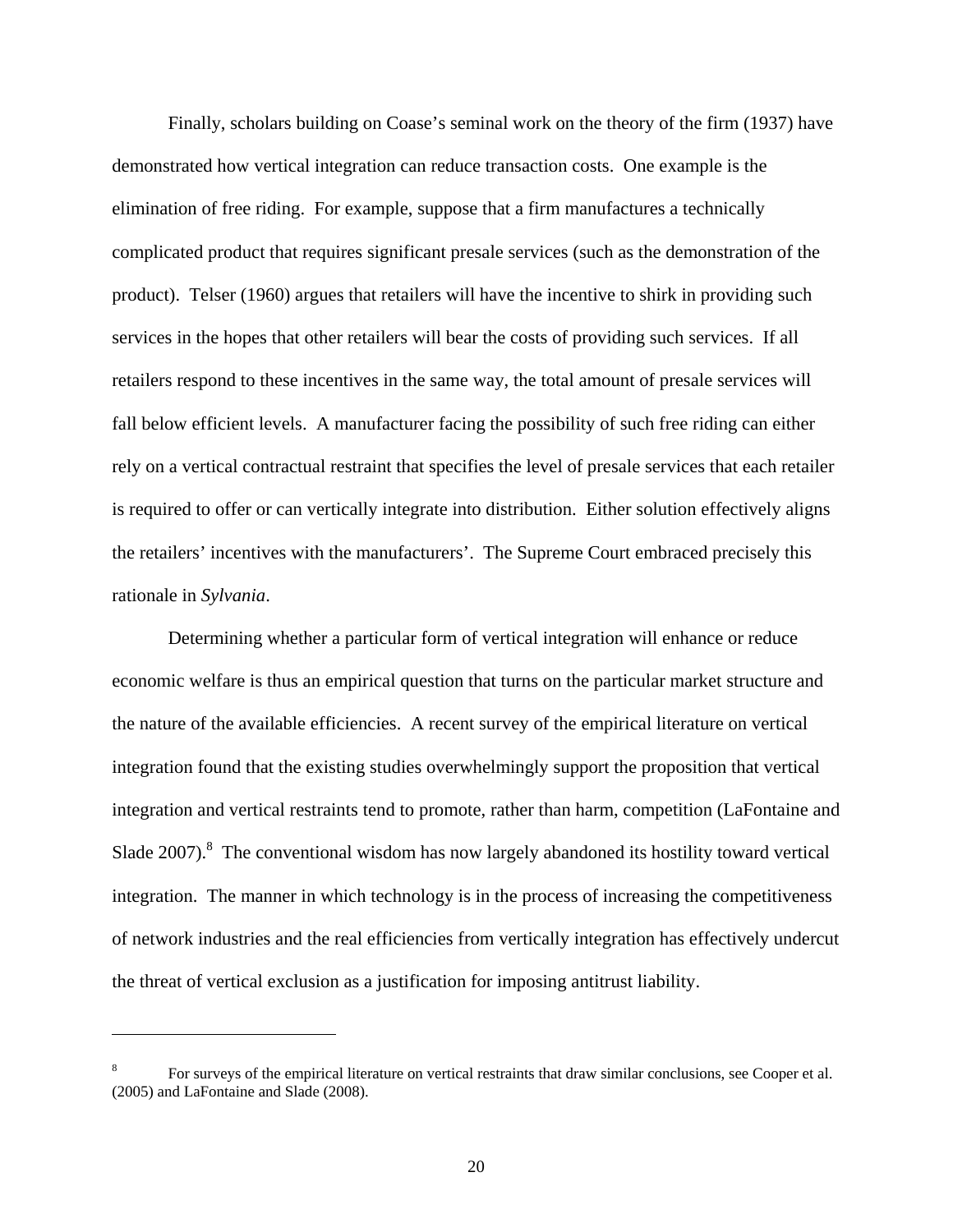Finally, scholars building on Coase's seminal work on the theory of the firm (1937) have demonstrated how vertical integration can reduce transaction costs. One example is the elimination of free riding. For example, suppose that a firm manufactures a technically complicated product that requires significant presale services (such as the demonstration of the product). Telser (1960) argues that retailers will have the incentive to shirk in providing such services in the hopes that other retailers will bear the costs of providing such services. If all retailers respond to these incentives in the same way, the total amount of presale services will fall below efficient levels. A manufacturer facing the possibility of such free riding can either rely on a vertical contractual restraint that specifies the level of presale services that each retailer is required to offer or can vertically integrate into distribution. Either solution effectively aligns the retailers' incentives with the manufacturers'. The Supreme Court embraced precisely this rationale in *Sylvania*.

Determining whether a particular form of vertical integration will enhance or reduce economic welfare is thus an empirical question that turns on the particular market structure and the nature of the available efficiencies. A recent survey of the empirical literature on vertical integration found that the existing studies overwhelmingly support the proposition that vertical integration and vertical restraints tend to promote, rather than harm, competition (LaFontaine and Slade 2007).[8] The conventional wisdom has now largely abandoned its hostility toward vertical integration. The manner in which technology is in the process of increasing the competitiveness of network industries and the real efficiencies from vertically integration has effectively undercut the threat of vertical exclusion as a justification for imposing antitrust liability.

---

[8] For surveys of the empirical literature on vertical restraints that draw similar conclusions, see Cooper et al. (2005) and LaFontaine and Slade (2008).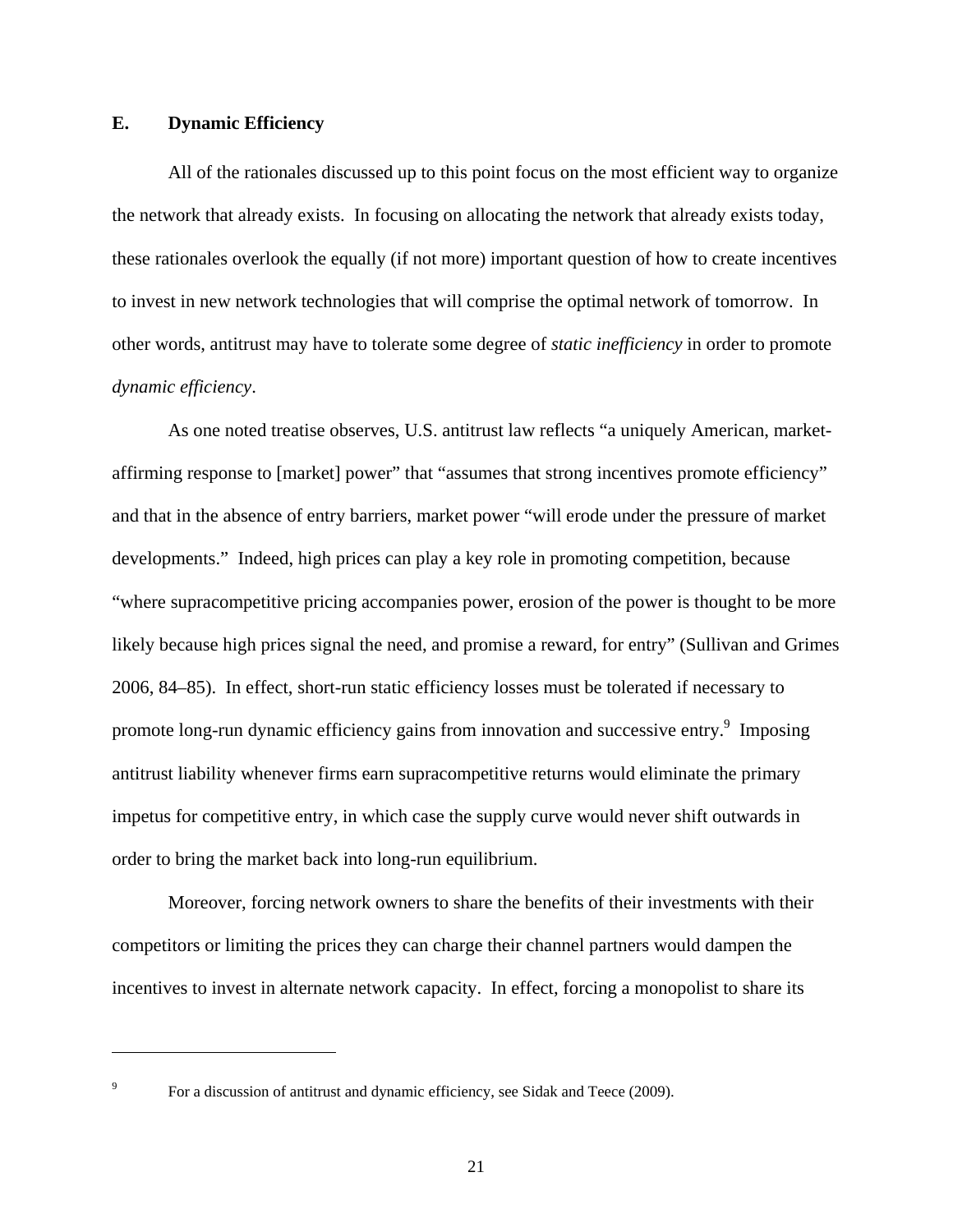## E. Dynamic Efficiency

All of the rationales discussed up to this point focus on the most efficient way to organize the network that already exists. In focusing on allocating the network that already exists today, these rationales overlook the equally (if not more) important question of how to create incentives to invest in new network technologies that will comprise the optimal network of tomorrow. In other words, antitrust may have to tolerate some degree of *static inefficiency* in order to promote *dynamic efficiency*.

As one noted treatise observes, U.S. antitrust law reflects "a uniquely American, market-affirming response to [market] power" that "assumes that strong incentives promote efficiency" and that in the absence of entry barriers, market power "will erode under the pressure of market developments." Indeed, high prices can play a key role in promoting competition, because "where supracompetitive pricing accompanies power, erosion of the power is thought to be more likely because high prices signal the need, and promise a reward, for entry" (Sullivan and Grimes 2006, 84–85). In effect, short-run static efficiency losses must be tolerated if necessary to promote long-run dynamic efficiency gains from innovation and successive entry.[9] Imposing antitrust liability whenever firms earn supracompetitive returns would eliminate the primary impetus for competitive entry, in which case the supply curve would never shift outwards in order to bring the market back into long-run equilibrium.

Moreover, forcing network owners to share the benefits of their investments with their competitors or limiting the prices they can charge their channel partners would dampen the incentives to invest in alternate network capacity. In effect, forcing a monopolist to share its

---

[9] For a discussion of antitrust and dynamic efficiency, see Sidak and Teece (2009).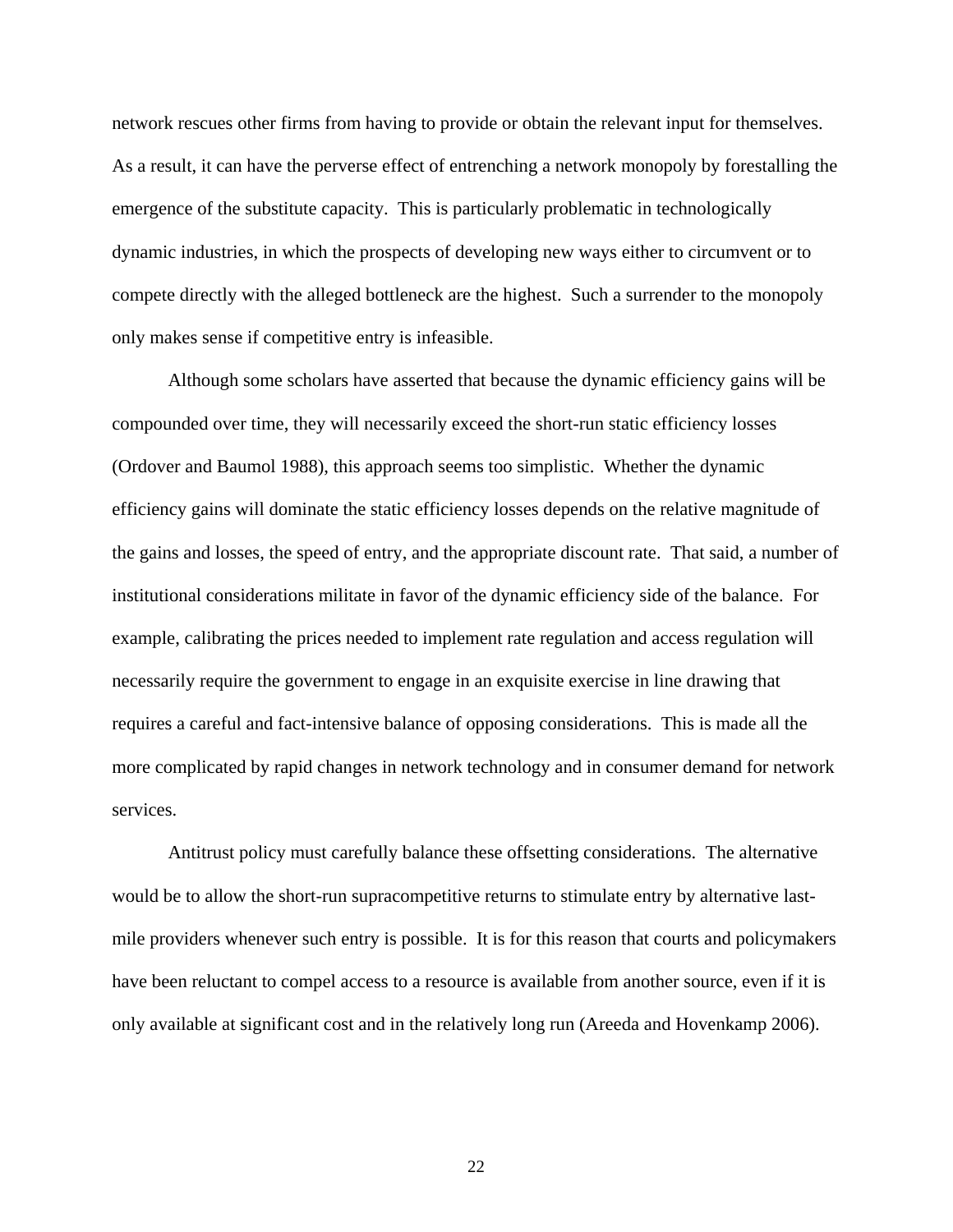network rescues other firms from having to provide or obtain the relevant input for themselves. As a result, it can have the perverse effect of entrenching a network monopoly by forestalling the emergence of the substitute capacity. This is particularly problematic in technologically dynamic industries, in which the prospects of developing new ways either to circumvent or to compete directly with the alleged bottleneck are the highest. Such a surrender to the monopoly only makes sense if competitive entry is infeasible.

Although some scholars have asserted that because the dynamic efficiency gains will be compounded over time, they will necessarily exceed the short-run static efficiency losses (Ordover and Baumol 1988), this approach seems too simplistic. Whether the dynamic efficiency gains will dominate the static efficiency losses depends on the relative magnitude of the gains and losses, the speed of entry, and the appropriate discount rate. That said, a number of institutional considerations militate in favor of the dynamic efficiency side of the balance. For example, calibrating the prices needed to implement rate regulation and access regulation will necessarily require the government to engage in an exquisite exercise in line drawing that requires a careful and fact-intensive balance of opposing considerations. This is made all the more complicated by rapid changes in network technology and in consumer demand for network services.

Antitrust policy must carefully balance these offsetting considerations. The alternative would be to allow the short-run supracompetitive returns to stimulate entry by alternative last-mile providers whenever such entry is possible. It is for this reason that courts and policymakers have been reluctant to compel access to a resource is available from another source, even if it is only available at significant cost and in the relatively long run (Areeda and Hovenkamp 2006).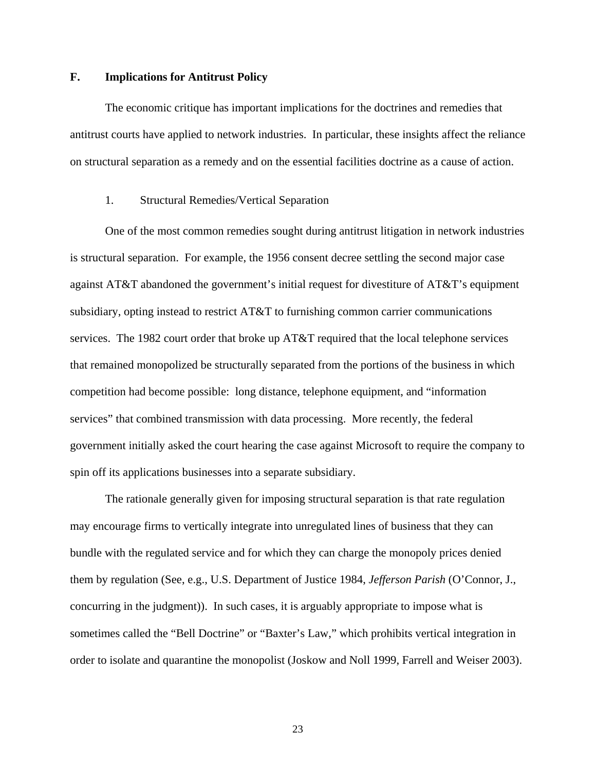## F. Implications for Antitrust Policy

The economic critique has important implications for the doctrines and remedies that antitrust courts have applied to network industries. In particular, these insights affect the reliance on structural separation as a remedy and on the essential facilities doctrine as a cause of action.

### 1. Structural Remedies/Vertical Separation

One of the most common remedies sought during antitrust litigation in network industries is structural separation. For example, the 1956 consent decree settling the second major case against AT&T abandoned the government's initial request for divestiture of AT&T's equipment subsidiary, opting instead to restrict AT&T to furnishing common carrier communications services. The 1982 court order that broke up AT&T required that the local telephone services that remained monopolized be structurally separated from the portions of the business in which competition had become possible: long distance, telephone equipment, and "information services" that combined transmission with data processing. More recently, the federal government initially asked the court hearing the case against Microsoft to require the company to spin off its applications businesses into a separate subsidiary.

The rationale generally given for imposing structural separation is that rate regulation may encourage firms to vertically integrate into unregulated lines of business that they can bundle with the regulated service and for which they can charge the monopoly prices denied them by regulation (See, e.g., U.S. Department of Justice 1984, *Jefferson Parish* (O'Connor, J., concurring in the judgment)). In such cases, it is arguably appropriate to impose what is sometimes called the "Bell Doctrine" or "Baxter's Law," which prohibits vertical integration in order to isolate and quarantine the monopolist (Joskow and Noll 1999, Farrell and Weiser 2003).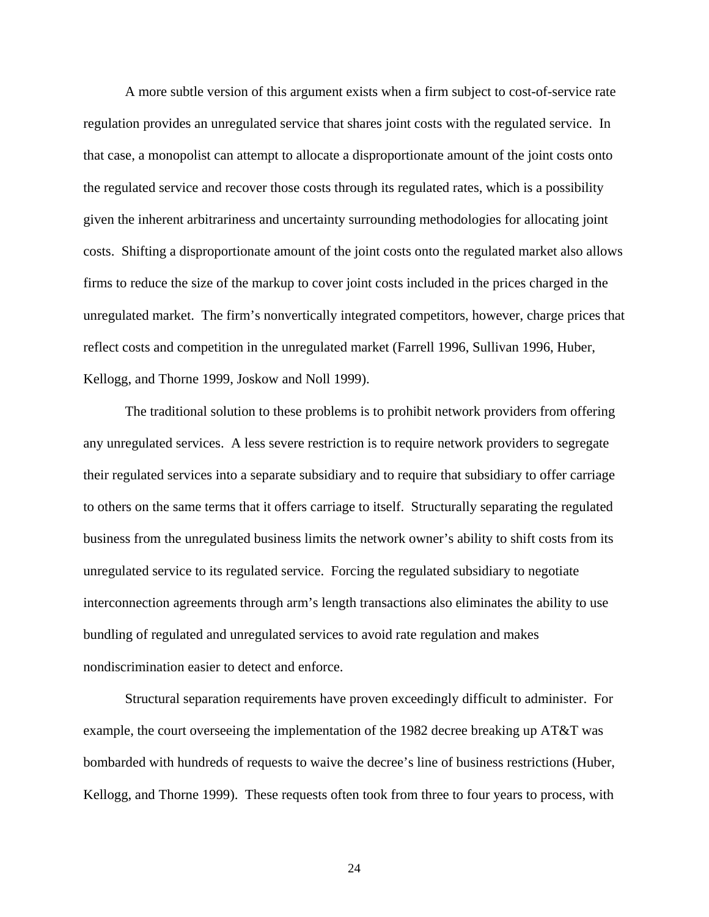A more subtle version of this argument exists when a firm subject to cost-of-service rate regulation provides an unregulated service that shares joint costs with the regulated service. In that case, a monopolist can attempt to allocate a disproportionate amount of the joint costs onto the regulated service and recover those costs through its regulated rates, which is a possibility given the inherent arbitrariness and uncertainty surrounding methodologies for allocating joint costs. Shifting a disproportionate amount of the joint costs onto the regulated market also allows firms to reduce the size of the markup to cover joint costs included in the prices charged in the unregulated market. The firm's nonvertically integrated competitors, however, charge prices that reflect costs and competition in the unregulated market (Farrell 1996, Sullivan 1996, Huber, Kellogg, and Thorne 1999, Joskow and Noll 1999).

The traditional solution to these problems is to prohibit network providers from offering any unregulated services. A less severe restriction is to require network providers to segregate their regulated services into a separate subsidiary and to require that subsidiary to offer carriage to others on the same terms that it offers carriage to itself. Structurally separating the regulated business from the unregulated business limits the network owner's ability to shift costs from its unregulated service to its regulated service. Forcing the regulated subsidiary to negotiate interconnection agreements through arm's length transactions also eliminates the ability to use bundling of regulated and unregulated services to avoid rate regulation and makes nondiscrimination easier to detect and enforce.

Structural separation requirements have proven exceedingly difficult to administer. For example, the court overseeing the implementation of the 1982 decree breaking up AT&T was bombarded with hundreds of requests to waive the decree's line of business restrictions (Huber, Kellogg, and Thorne 1999). These requests often took from three to four years to process, with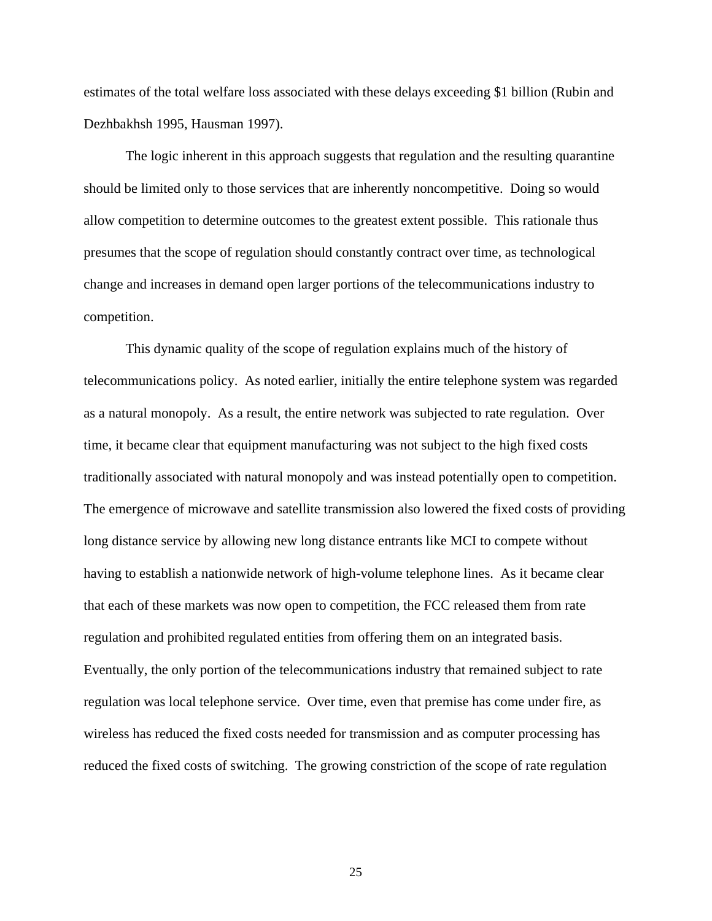estimates of the total welfare loss associated with these delays exceeding $1 billion (Rubin and Dezhbakhsh 1995, Hausman 1997).

The logic inherent in this approach suggests that regulation and the resulting quarantine should be limited only to those services that are inherently noncompetitive. Doing so would allow competition to determine outcomes to the greatest extent possible. This rationale thus presumes that the scope of regulation should constantly contract over time, as technological change and increases in demand open larger portions of the telecommunications industry to competition.

This dynamic quality of the scope of regulation explains much of the history of telecommunications policy. As noted earlier, initially the entire telephone system was regarded as a natural monopoly. As a result, the entire network was subjected to rate regulation. Over time, it became clear that equipment manufacturing was not subject to the high fixed costs traditionally associated with natural monopoly and was instead potentially open to competition. The emergence of microwave and satellite transmission also lowered the fixed costs of providing long distance service by allowing new long distance entrants like MCI to compete without having to establish a nationwide network of high-volume telephone lines. As it became clear that each of these markets was now open to competition, the FCC released them from rate regulation and prohibited regulated entities from offering them on an integrated basis. Eventually, the only portion of the telecommunications industry that remained subject to rate regulation was local telephone service. Over time, even that premise has come under fire, as wireless has reduced the fixed costs needed for transmission and as computer processing has reduced the fixed costs of switching. The growing constriction of the scope of rate regulation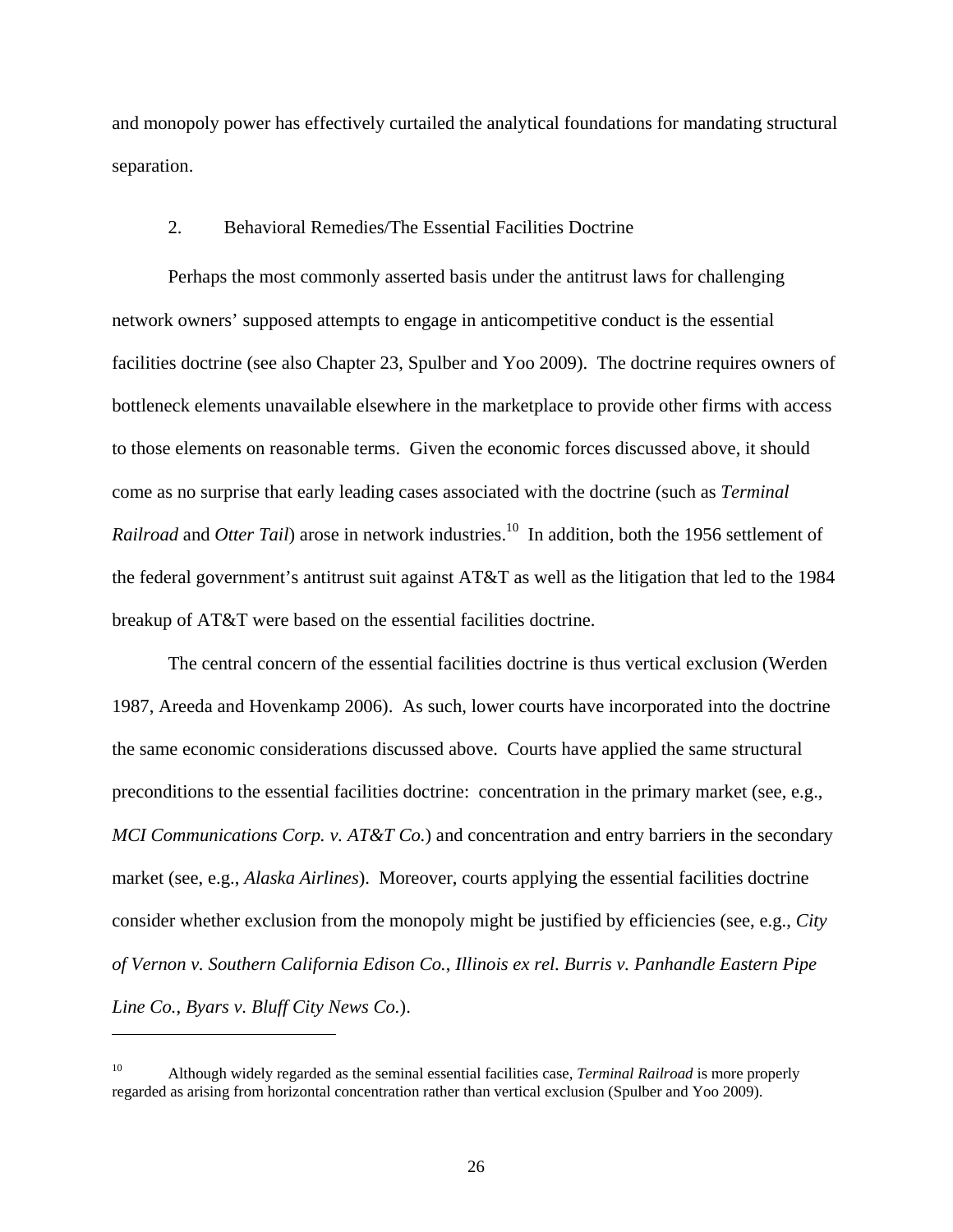and monopoly power has effectively curtailed the analytical foundations for mandating structural separation.

### 2. Behavioral Remedies/The Essential Facilities Doctrine

Perhaps the most commonly asserted basis under the antitrust laws for challenging network owners' supposed attempts to engage in anticompetitive conduct is the essential facilities doctrine (see also Chapter 23, Spulber and Yoo 2009). The doctrine requires owners of bottleneck elements unavailable elsewhere in the marketplace to provide other firms with access to those elements on reasonable terms. Given the economic forces discussed above, it should come as no surprise that early leading cases associated with the doctrine (such as *Terminal Railroad* and *Otter Tail*) arose in network industries.[10] In addition, both the 1956 settlement of the federal government's antitrust suit against AT&T as well as the litigation that led to the 1984 breakup of AT&T were based on the essential facilities doctrine.

The central concern of the essential facilities doctrine is thus vertical exclusion (Werden 1987, Areeda and Hovenkamp 2006). As such, lower courts have incorporated into the doctrine the same economic considerations discussed above. Courts have applied the same structural preconditions to the essential facilities doctrine: concentration in the primary market (see, e.g., *MCI Communications Corp. v. AT&T Co.*) and concentration and entry barriers in the secondary market (see, e.g., *Alaska Airlines*). Moreover, courts applying the essential facilities doctrine consider whether exclusion from the monopoly might be justified by efficiencies (see, e.g., *City of Vernon v. Southern California Edison Co.*, *Illinois ex rel. Burris v. Panhandle Eastern Pipe Line Co.*, *Byars v. Bluff City News Co.*).

---

[10] Although widely regarded as the seminal essential facilities case, *Terminal Railroad* is more properly regarded as arising from horizontal concentration rather than vertical exclusion (Spulber and Yoo 2009).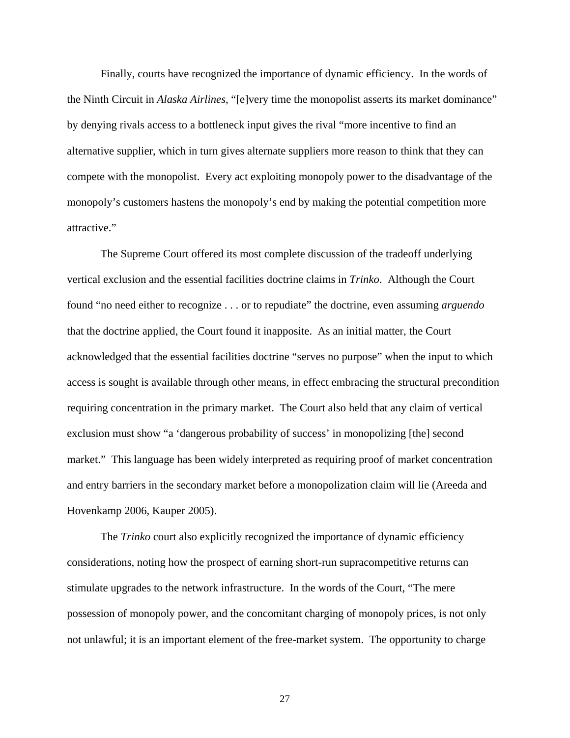Finally, courts have recognized the importance of dynamic efficiency. In the words of the Ninth Circuit in *Alaska Airlines*, "[e]very time the monopolist asserts its market dominance" by denying rivals access to a bottleneck input gives the rival "more incentive to find an alternative supplier, which in turn gives alternate suppliers more reason to think that they can compete with the monopolist. Every act exploiting monopoly power to the disadvantage of the monopoly's customers hastens the monopoly's end by making the potential competition more attractive."

The Supreme Court offered its most complete discussion of the tradeoff underlying vertical exclusion and the essential facilities doctrine claims in *Trinko*. Although the Court found "no need either to recognize . . . or to repudiate" the doctrine, even assuming *arguendo* that the doctrine applied, the Court found it inapposite. As an initial matter, the Court acknowledged that the essential facilities doctrine "serves no purpose" when the input to which access is sought is available through other means, in effect embracing the structural precondition requiring concentration in the primary market. The Court also held that any claim of vertical exclusion must show "a 'dangerous probability of success' in monopolizing [the] second market." This language has been widely interpreted as requiring proof of market concentration and entry barriers in the secondary market before a monopolization claim will lie (Areeda and Hovenkamp 2006, Kauper 2005).

The *Trinko* court also explicitly recognized the importance of dynamic efficiency considerations, noting how the prospect of earning short-run supracompetitive returns can stimulate upgrades to the network infrastructure. In the words of the Court, "The mere possession of monopoly power, and the concomitant charging of monopoly prices, is not only not unlawful; it is an important element of the free-market system. The opportunity to charge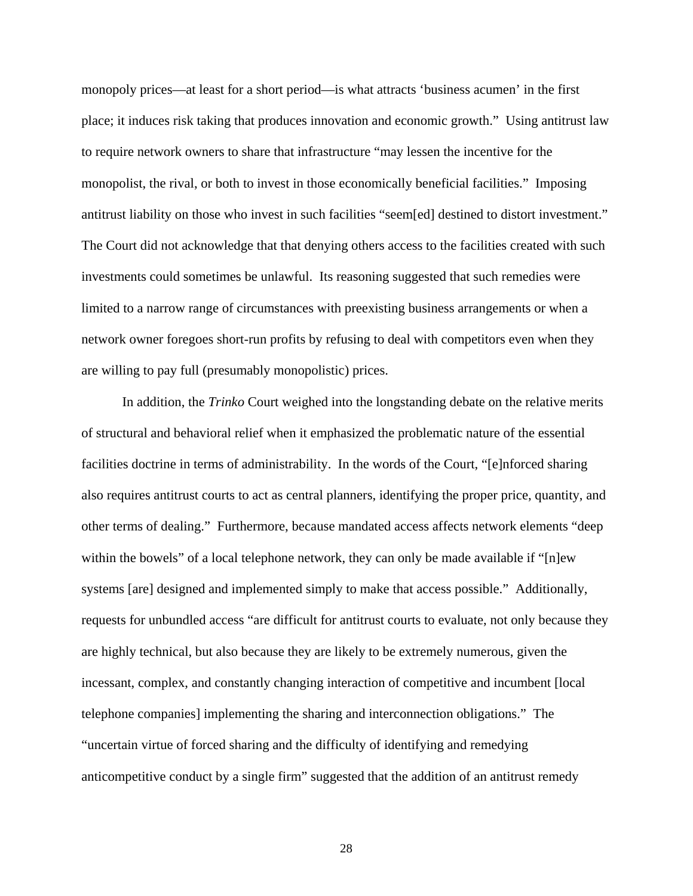monopoly prices—at least for a short period—is what attracts 'business acumen' in the first place; it induces risk taking that produces innovation and economic growth." Using antitrust law to require network owners to share that infrastructure "may lessen the incentive for the monopolist, the rival, or both to invest in those economically beneficial facilities." Imposing antitrust liability on those who invest in such facilities "seem[ed] destined to distort investment." The Court did not acknowledge that that denying others access to the facilities created with such investments could sometimes be unlawful. Its reasoning suggested that such remedies were limited to a narrow range of circumstances with preexisting business arrangements or when a network owner foregoes short-run profits by refusing to deal with competitors even when they are willing to pay full (presumably monopolistic) prices.

In addition, the *Trinko* Court weighed into the longstanding debate on the relative merits of structural and behavioral relief when it emphasized the problematic nature of the essential facilities doctrine in terms of administrability. In the words of the Court, "[e]nforced sharing also requires antitrust courts to act as central planners, identifying the proper price, quantity, and other terms of dealing." Furthermore, because mandated access affects network elements "deep within the bowels" of a local telephone network, they can only be made available if "[n]ew systems [are] designed and implemented simply to make that access possible." Additionally, requests for unbundled access "are difficult for antitrust courts to evaluate, not only because they are highly technical, but also because they are likely to be extremely numerous, given the incessant, complex, and constantly changing interaction of competitive and incumbent [local telephone companies] implementing the sharing and interconnection obligations." The "uncertain virtue of forced sharing and the difficulty of identifying and remedying anticompetitive conduct by a single firm" suggested that the addition of an antitrust remedy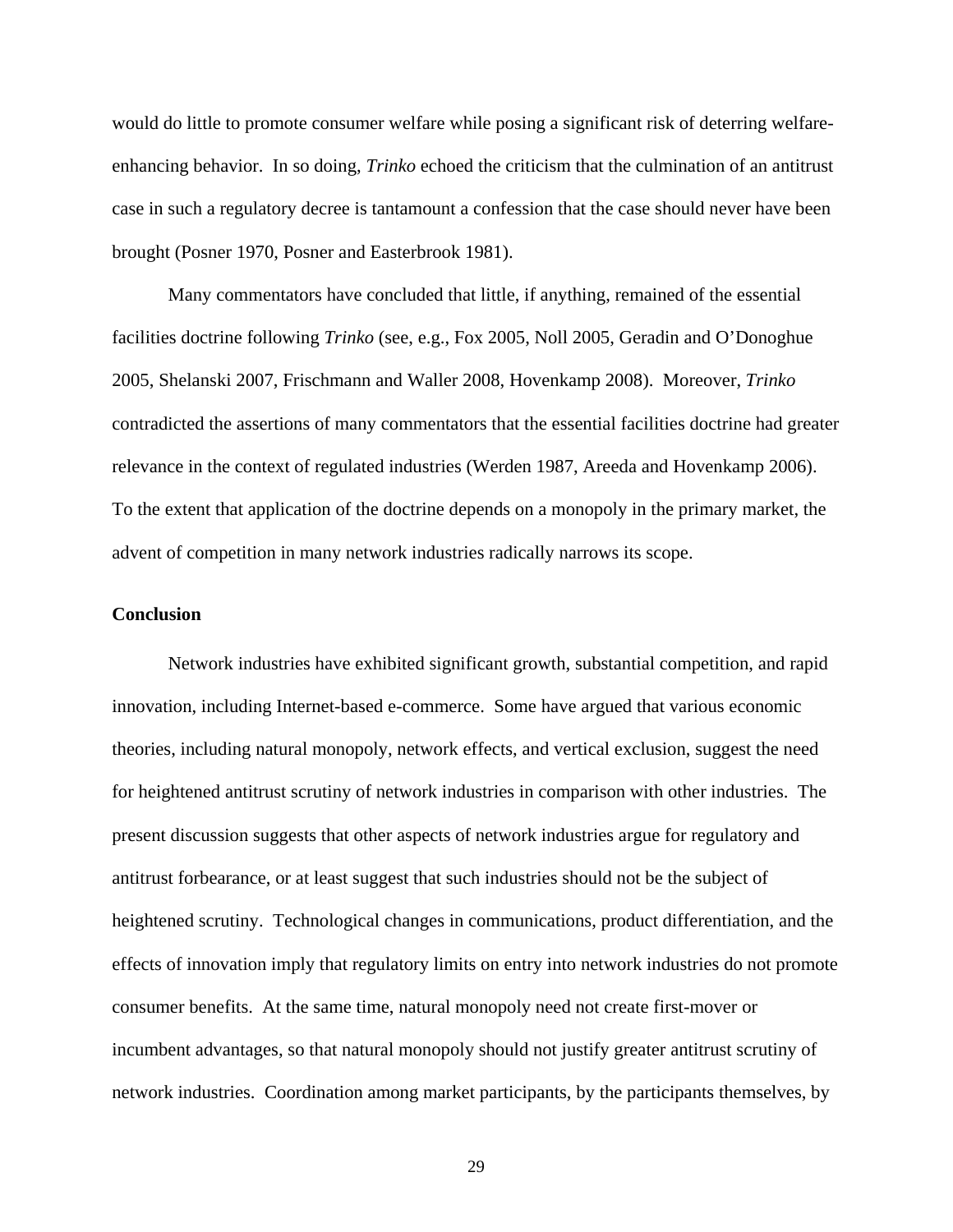would do little to promote consumer welfare while posing a significant risk of deterring welfare-enhancing behavior. In so doing, *Trinko* echoed the criticism that the culmination of an antitrust case in such a regulatory decree is tantamount a confession that the case should never have been brought (Posner 1970, Posner and Easterbrook 1981).

Many commentators have concluded that little, if anything, remained of the essential facilities doctrine following *Trinko* (see, e.g., Fox 2005, Noll 2005, Geradin and O'Donoghue 2005, Shelanski 2007, Frischmann and Waller 2008, Hovenkamp 2008). Moreover, *Trinko* contradicted the assertions of many commentators that the essential facilities doctrine had greater relevance in the context of regulated industries (Werden 1987, Areeda and Hovenkamp 2006). To the extent that application of the doctrine depends on a monopoly in the primary market, the advent of competition in many network industries radically narrows its scope.

**Conclusion**

Network industries have exhibited significant growth, substantial competition, and rapid innovation, including Internet-based e-commerce. Some have argued that various economic theories, including natural monopoly, network effects, and vertical exclusion, suggest the need for heightened antitrust scrutiny of network industries in comparison with other industries. The present discussion suggests that other aspects of network industries argue for regulatory and antitrust forbearance, or at least suggest that such industries should not be the subject of heightened scrutiny. Technological changes in communications, product differentiation, and the effects of innovation imply that regulatory limits on entry into network industries do not promote consumer benefits. At the same time, natural monopoly need not create first-mover or incumbent advantages, so that natural monopoly should not justify greater antitrust scrutiny of network industries. Coordination among market participants, by the participants themselves, by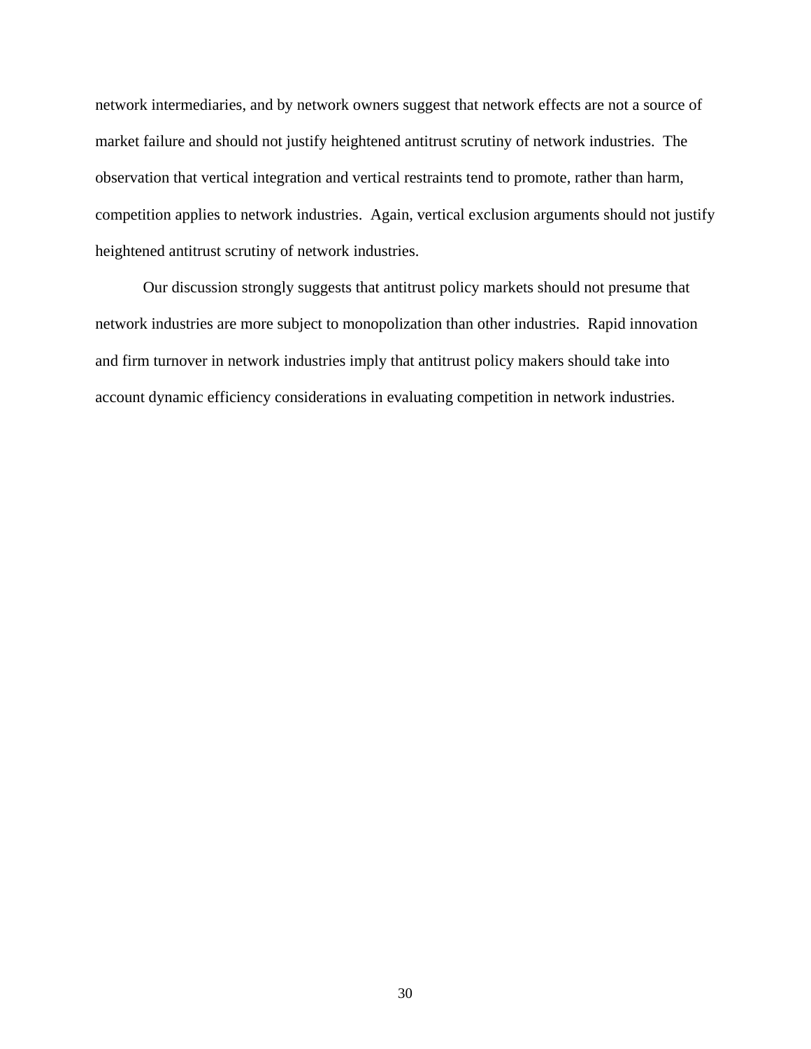network intermediaries, and by network owners suggest that network effects are not a source of market failure and should not justify heightened antitrust scrutiny of network industries. The observation that vertical integration and vertical restraints tend to promote, rather than harm, competition applies to network industries. Again, vertical exclusion arguments should not justify heightened antitrust scrutiny of network industries.

Our discussion strongly suggests that antitrust policy markets should not presume that network industries are more subject to monopolization than other industries. Rapid innovation and firm turnover in network industries imply that antitrust policy makers should take into account dynamic efficiency considerations in evaluating competition in network industries.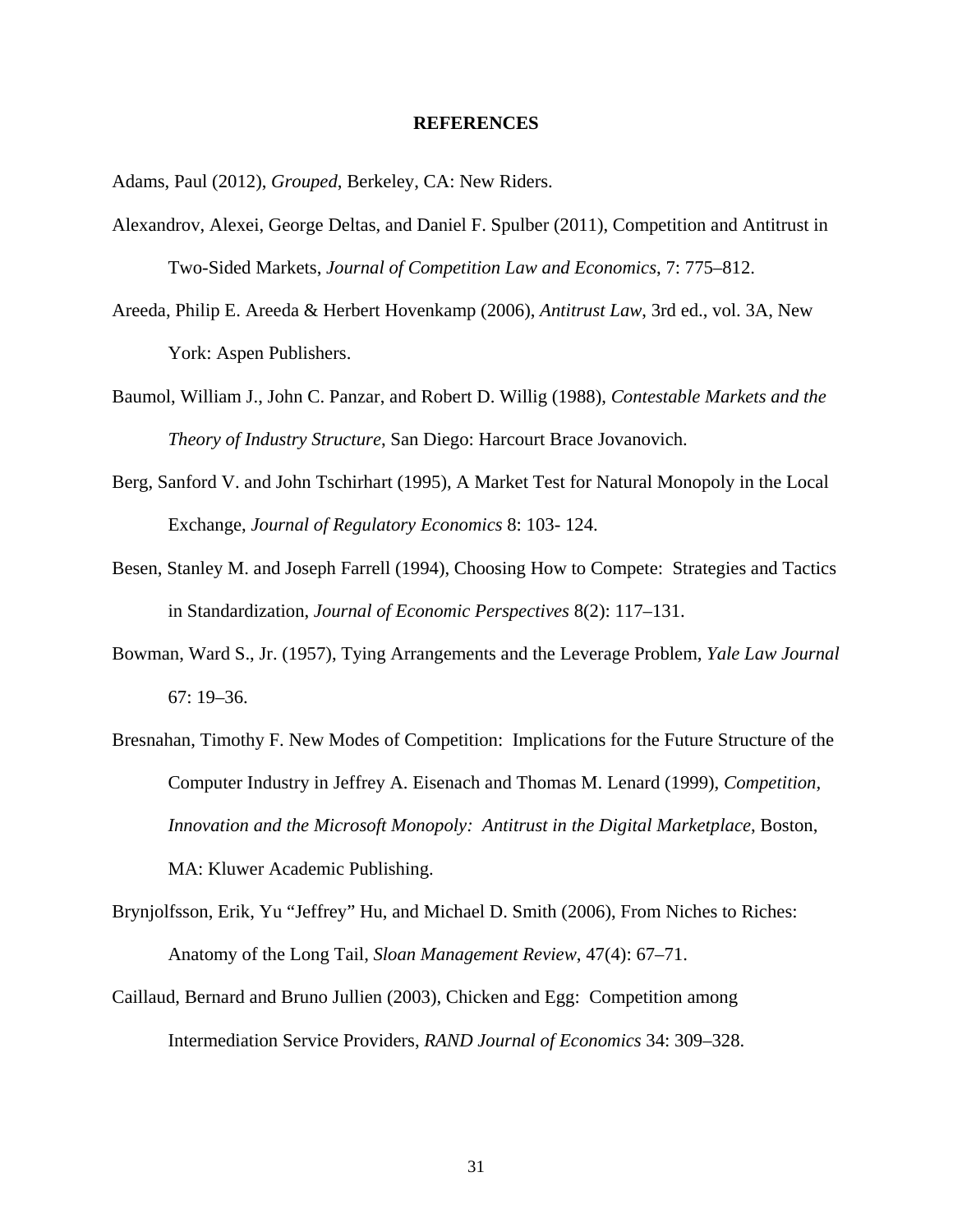# REFERENCES

Adams, Paul (2012), *Grouped*, Berkeley, CA: New Riders.

Alexandrov, Alexei, George Deltas, and Daniel F. Spulber (2011), Competition and Antitrust in Two-Sided Markets, *Journal of Competition Law and Economics*, 7: 775–812.

Areeda, Philip E. Areeda & Herbert Hovenkamp (2006), *Antitrust Law*, 3rd ed., vol. 3A, New York: Aspen Publishers.

Baumol, William J., John C. Panzar, and Robert D. Willig (1988), *Contestable Markets and the Theory of Industry Structure*, San Diego: Harcourt Brace Jovanovich.

Berg, Sanford V. and John Tschirhart (1995), A Market Test for Natural Monopoly in the Local Exchange, *Journal of Regulatory Economics* 8: 103- 124.

Besen, Stanley M. and Joseph Farrell (1994), Choosing How to Compete: Strategies and Tactics in Standardization, *Journal of Economic Perspectives* 8(2): 117–131.

Bowman, Ward S., Jr. (1957), Tying Arrangements and the Leverage Problem, *Yale Law Journal* 67: 19–36.

Bresnahan, Timothy F. New Modes of Competition: Implications for the Future Structure of the Computer Industry in Jeffrey A. Eisenach and Thomas M. Lenard (1999), *Competition, Innovation and the Microsoft Monopoly: Antitrust in the Digital Marketplace*, Boston, MA: Kluwer Academic Publishing.

Brynjolfsson, Erik, Yu "Jeffrey" Hu, and Michael D. Smith (2006), From Niches to Riches: Anatomy of the Long Tail, *Sloan Management Review*, 47(4): 67–71.

Caillaud, Bernard and Bruno Jullien (2003), Chicken and Egg: Competition among Intermediation Service Providers, *RAND Journal of Economics* 34: 309–328.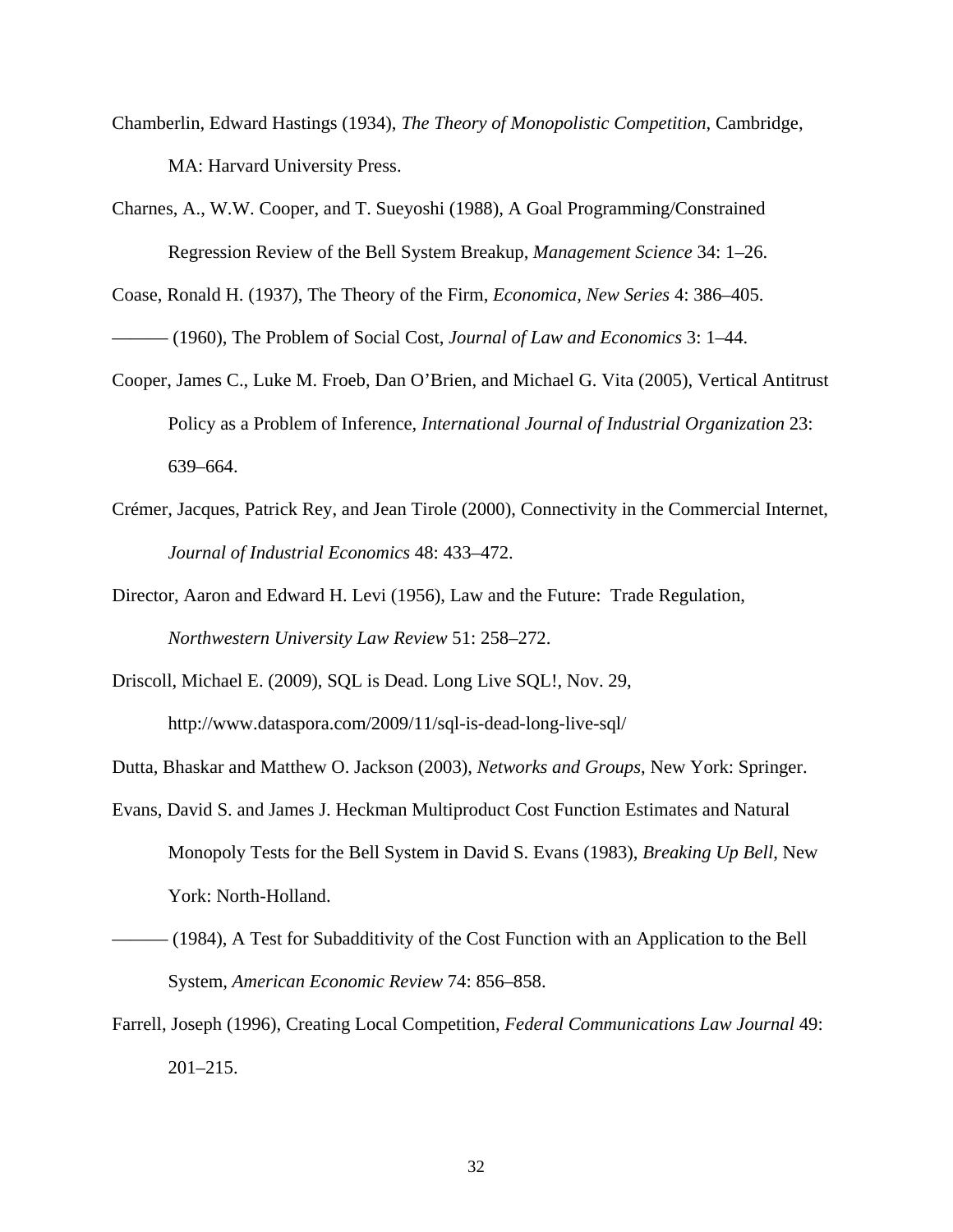Chamberlin, Edward Hastings (1934), *The Theory of Monopolistic Competition*, Cambridge, MA: Harvard University Press.

Charnes, A., W.W. Cooper, and T. Sueyoshi (1988), A Goal Programming/Constrained Regression Review of the Bell System Breakup, *Management Science* 34: 1–26.

Coase, Ronald H. (1937), The Theory of the Firm, *Economica, New Series* 4: 386–405.

——— (1960), The Problem of Social Cost, *Journal of Law and Economics* 3: 1–44.

Cooper, James C., Luke M. Froeb, Dan O'Brien, and Michael G. Vita (2005), Vertical Antitrust Policy as a Problem of Inference, *International Journal of Industrial Organization* 23: 639–664.

Crémer, Jacques, Patrick Rey, and Jean Tirole (2000), Connectivity in the Commercial Internet, *Journal of Industrial Economics* 48: 433–472.

Director, Aaron and Edward H. Levi (1956), Law and the Future: Trade Regulation, *Northwestern University Law Review* 51: 258–272.

Driscoll, Michael E. (2009), SQL is Dead. Long Live SQL!, Nov. 29, http://www.dataspora.com/2009/11/sql-is-dead-long-live-sql/

Dutta, Bhaskar and Matthew O. Jackson (2003), *Networks and Groups*, New York: Springer.

Evans, David S. and James J. Heckman Multiproduct Cost Function Estimates and Natural Monopoly Tests for the Bell System in David S. Evans (1983), *Breaking Up Bell*, New York: North-Holland.

——— (1984), A Test for Subadditivity of the Cost Function with an Application to the Bell System, *American Economic Review* 74: 856–858.

Farrell, Joseph (1996), Creating Local Competition, *Federal Communications Law Journal* 49: 201–215.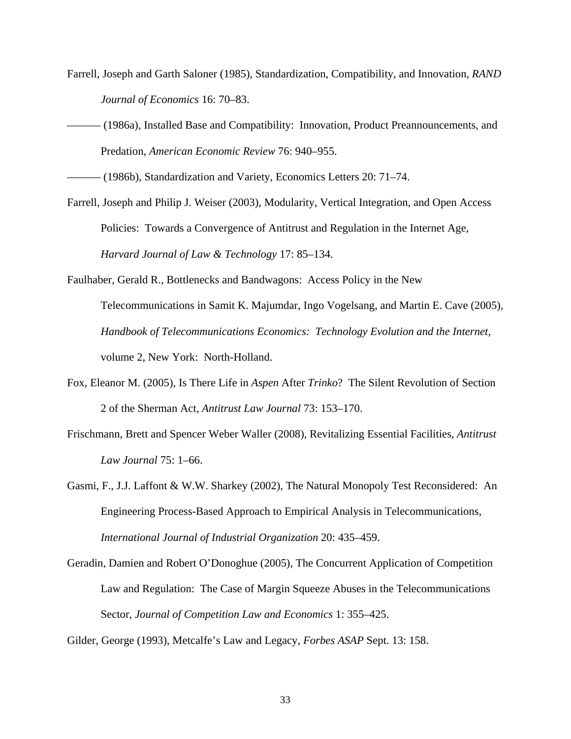Farrell, Joseph and Garth Saloner (1985), Standardization, Compatibility, and Innovation, *RAND Journal of Economics* 16: 70–83.

——— (1986a), Installed Base and Compatibility: Innovation, Product Preannouncements, and Predation, *American Economic Review* 76: 940–955.

——— (1986b), Standardization and Variety, Economics Letters 20: 71–74.

Farrell, Joseph and Philip J. Weiser (2003), Modularity, Vertical Integration, and Open Access Policies: Towards a Convergence of Antitrust and Regulation in the Internet Age, *Harvard Journal of Law & Technology* 17: 85–134.

Faulhaber, Gerald R., Bottlenecks and Bandwagons: Access Policy in the New Telecommunications in Samit K. Majumdar, Ingo Vogelsang, and Martin E. Cave (2005), *Handbook of Telecommunications Economics: Technology Evolution and the Internet*, volume 2, New York: North-Holland.

Fox, Eleanor M. (2005), Is There Life in *Aspen* After *Trinko*? The Silent Revolution of Section 2 of the Sherman Act, *Antitrust Law Journal* 73: 153–170.

Frischmann, Brett and Spencer Weber Waller (2008), Revitalizing Essential Facilities, *Antitrust Law Journal* 75: 1–66.

Gasmi, F., J.J. Laffont & W.W. Sharkey (2002), The Natural Monopoly Test Reconsidered: An Engineering Process-Based Approach to Empirical Analysis in Telecommunications, *International Journal of Industrial Organization* 20: 435–459.

Geradin, Damien and Robert O'Donoghue (2005), The Concurrent Application of Competition Law and Regulation: The Case of Margin Squeeze Abuses in the Telecommunications Sector, *Journal of Competition Law and Economics* 1: 355–425.

Gilder, George (1993), Metcalfe's Law and Legacy, *Forbes ASAP* Sept. 13: 158.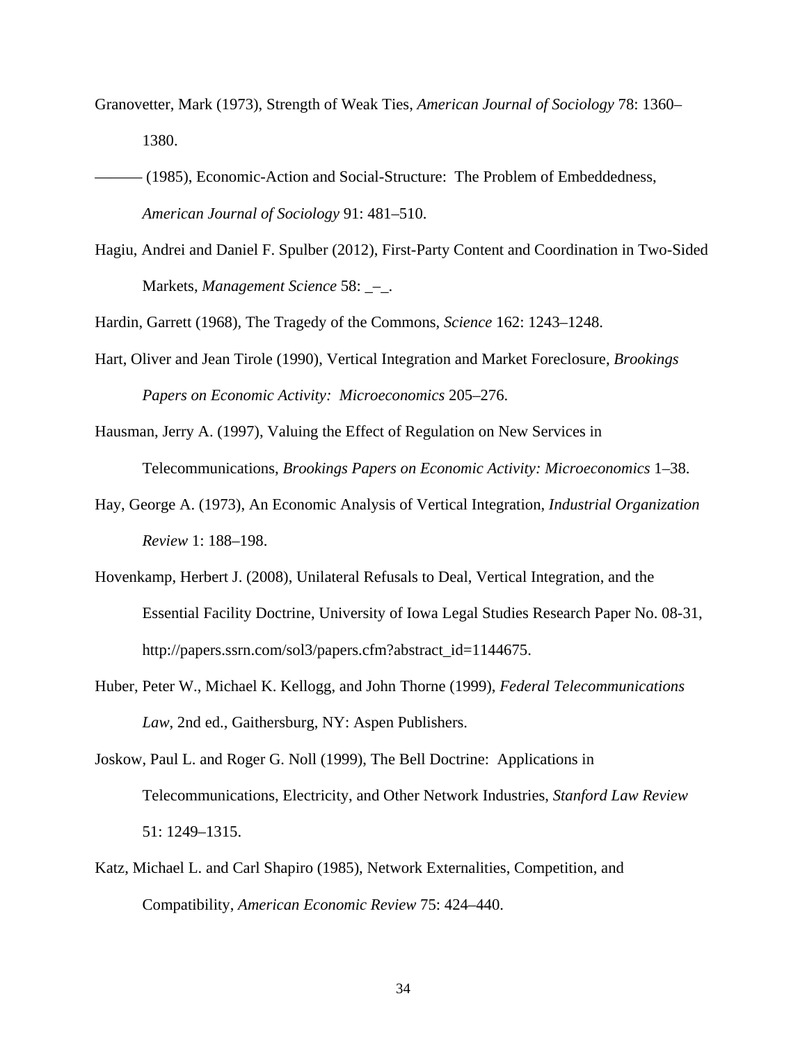Granovetter, Mark (1973), Strength of Weak Ties, *American Journal of Sociology* 78: 1360–1380.

——— (1985), Economic-Action and Social-Structure: The Problem of Embeddedness, *American Journal of Sociology* 91: 481–510.

Hagiu, Andrei and Daniel F. Spulber (2012), First-Party Content and Coordination in Two-Sided Markets, *Management Science* 58: _–_.

Hardin, Garrett (1968), The Tragedy of the Commons, *Science* 162: 1243–1248.

Hart, Oliver and Jean Tirole (1990), Vertical Integration and Market Foreclosure, *Brookings Papers on Economic Activity: Microeconomics* 205–276.

Hausman, Jerry A. (1997), Valuing the Effect of Regulation on New Services in Telecommunications, *Brookings Papers on Economic Activity: Microeconomics* 1–38.

Hay, George A. (1973), An Economic Analysis of Vertical Integration, *Industrial Organization Review* 1: 188–198.

Hovenkamp, Herbert J. (2008), Unilateral Refusals to Deal, Vertical Integration, and the Essential Facility Doctrine, University of Iowa Legal Studies Research Paper No. 08-31, http://papers.ssrn.com/sol3/papers.cfm?abstract_id=1144675.

Huber, Peter W., Michael K. Kellogg, and John Thorne (1999), *Federal Telecommunications Law*, 2nd ed., Gaithersburg, NY: Aspen Publishers.

Joskow, Paul L. and Roger G. Noll (1999), The Bell Doctrine: Applications in Telecommunications, Electricity, and Other Network Industries, *Stanford Law Review* 51: 1249–1315.

Katz, Michael L. and Carl Shapiro (1985), Network Externalities, Competition, and Compatibility, *American Economic Review* 75: 424–440.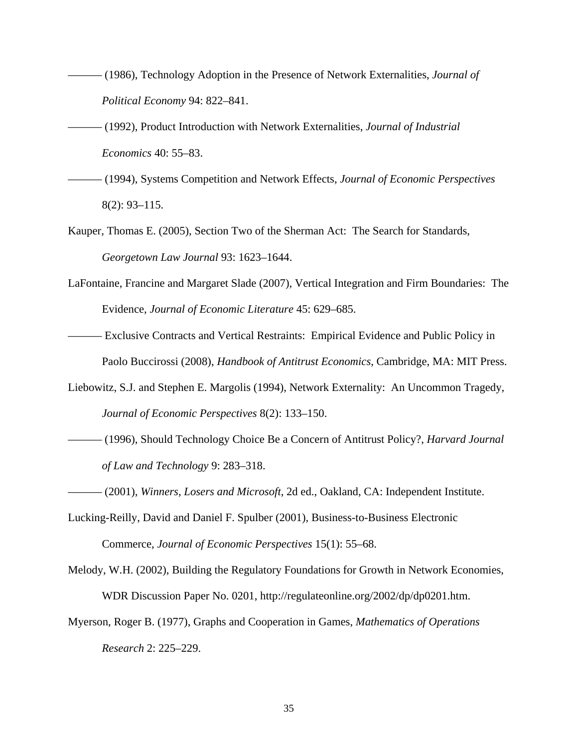——— (1986), Technology Adoption in the Presence of Network Externalities, *Journal of Political Economy* 94: 822–841.

——— (1992), Product Introduction with Network Externalities, *Journal of Industrial Economics* 40: 55–83.

——— (1994), Systems Competition and Network Effects, *Journal of Economic Perspectives* 8(2): 93–115.

Kauper, Thomas E. (2005), Section Two of the Sherman Act: The Search for Standards, *Georgetown Law Journal* 93: 1623–1644.

LaFontaine, Francine and Margaret Slade (2007), Vertical Integration and Firm Boundaries: The Evidence, *Journal of Economic Literature* 45: 629–685.

——— Exclusive Contracts and Vertical Restraints: Empirical Evidence and Public Policy in Paolo Buccirossi (2008), *Handbook of Antitrust Economics*, Cambridge, MA: MIT Press.

Liebowitz, S.J. and Stephen E. Margolis (1994), Network Externality: An Uncommon Tragedy, *Journal of Economic Perspectives* 8(2): 133–150.

——— (1996), Should Technology Choice Be a Concern of Antitrust Policy?, *Harvard Journal of Law and Technology* 9: 283–318.

——— (2001), *Winners, Losers and Microsoft*, 2d ed., Oakland, CA: Independent Institute.

Lucking-Reilly, David and Daniel F. Spulber (2001), Business-to-Business Electronic Commerce, *Journal of Economic Perspectives* 15(1): 55–68.

Melody, W.H. (2002), Building the Regulatory Foundations for Growth in Network Economies, WDR Discussion Paper No. 0201, http://regulateonline.org/2002/dp/dp0201.htm.

Myerson, Roger B. (1977), Graphs and Cooperation in Games, *Mathematics of Operations Research* 2: 225–229.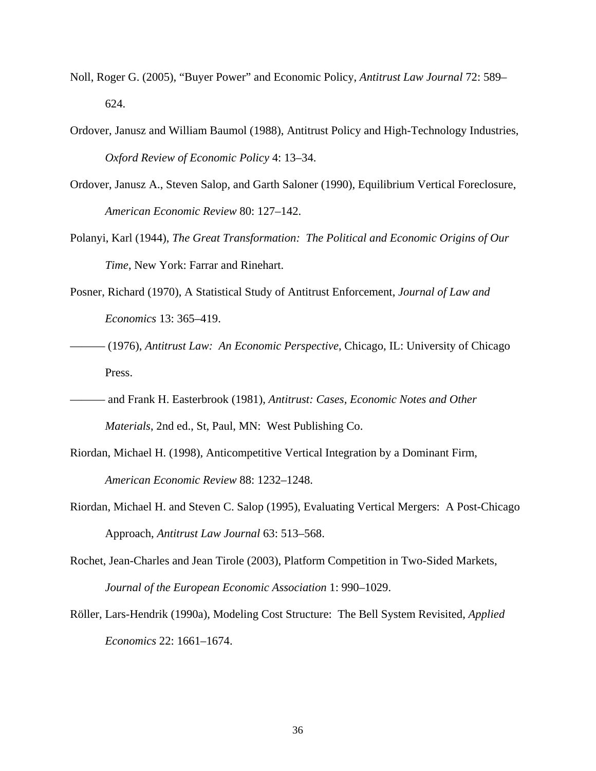Noll, Roger G. (2005), "Buyer Power" and Economic Policy, *Antitrust Law Journal* 72: 589–624.

Ordover, Janusz and William Baumol (1988), Antitrust Policy and High-Technology Industries, *Oxford Review of Economic Policy* 4: 13–34.

Ordover, Janusz A., Steven Salop, and Garth Saloner (1990), Equilibrium Vertical Foreclosure, *American Economic Review* 80: 127–142.

Polanyi, Karl (1944), *The Great Transformation: The Political and Economic Origins of Our Time*, New York: Farrar and Rinehart.

Posner, Richard (1970), A Statistical Study of Antitrust Enforcement, *Journal of Law and Economics* 13: 365–419.

——— (1976), *Antitrust Law: An Economic Perspective*, Chicago, IL: University of Chicago Press.

——— and Frank H. Easterbrook (1981), *Antitrust: Cases, Economic Notes and Other Materials*, 2nd ed., St, Paul, MN: West Publishing Co.

Riordan, Michael H. (1998), Anticompetitive Vertical Integration by a Dominant Firm, *American Economic Review* 88: 1232–1248.

Riordan, Michael H. and Steven C. Salop (1995), Evaluating Vertical Mergers: A Post-Chicago Approach, *Antitrust Law Journal* 63: 513–568.

Rochet, Jean-Charles and Jean Tirole (2003), Platform Competition in Two-Sided Markets, *Journal of the European Economic Association* 1: 990–1029.

Röller, Lars-Hendrik (1990a), Modeling Cost Structure: The Bell System Revisited, *Applied Economics* 22: 1661–1674.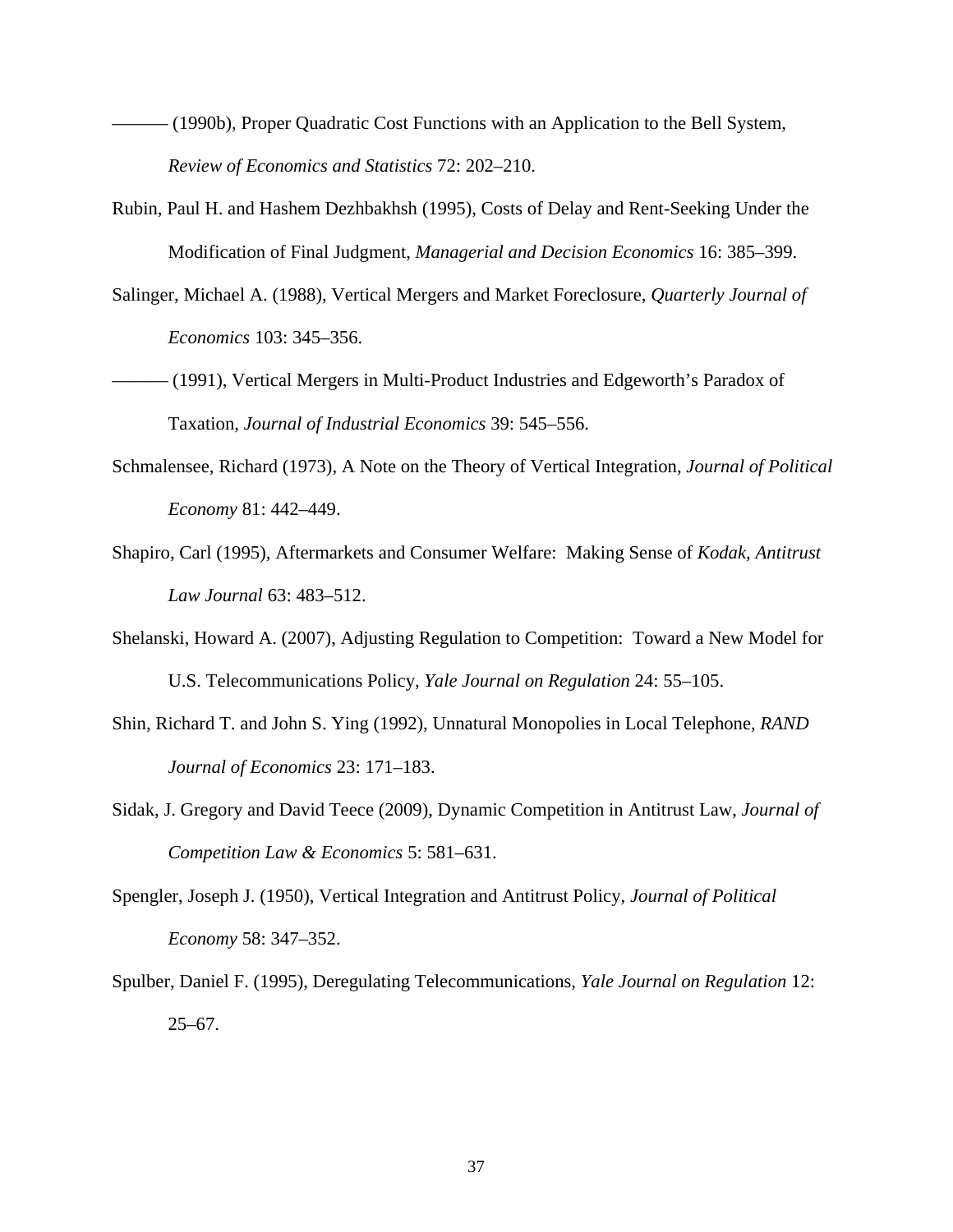——— (1990b), Proper Quadratic Cost Functions with an Application to the Bell System, *Review of Economics and Statistics* 72: 202–210.

Rubin, Paul H. and Hashem Dezhbakhsh (1995), Costs of Delay and Rent-Seeking Under the Modification of Final Judgment, *Managerial and Decision Economics* 16: 385–399.

Salinger, Michael A. (1988), Vertical Mergers and Market Foreclosure, *Quarterly Journal of Economics* 103: 345–356.

——— (1991), Vertical Mergers in Multi-Product Industries and Edgeworth's Paradox of Taxation, *Journal of Industrial Economics* 39: 545–556.

Schmalensee, Richard (1973), A Note on the Theory of Vertical Integration, *Journal of Political Economy* 81: 442–449.

Shapiro, Carl (1995), Aftermarkets and Consumer Welfare: Making Sense of *Kodak*, *Antitrust Law Journal* 63: 483–512.

Shelanski, Howard A. (2007), Adjusting Regulation to Competition: Toward a New Model for U.S. Telecommunications Policy, *Yale Journal on Regulation* 24: 55–105.

Shin, Richard T. and John S. Ying (1992), Unnatural Monopolies in Local Telephone, *RAND Journal of Economics* 23: 171–183.

Sidak, J. Gregory and David Teece (2009), Dynamic Competition in Antitrust Law, *Journal of Competition Law & Economics* 5: 581–631.

Spengler, Joseph J. (1950), Vertical Integration and Antitrust Policy, *Journal of Political Economy* 58: 347–352.

Spulber, Daniel F. (1995), Deregulating Telecommunications, *Yale Journal on Regulation* 12: 25–67.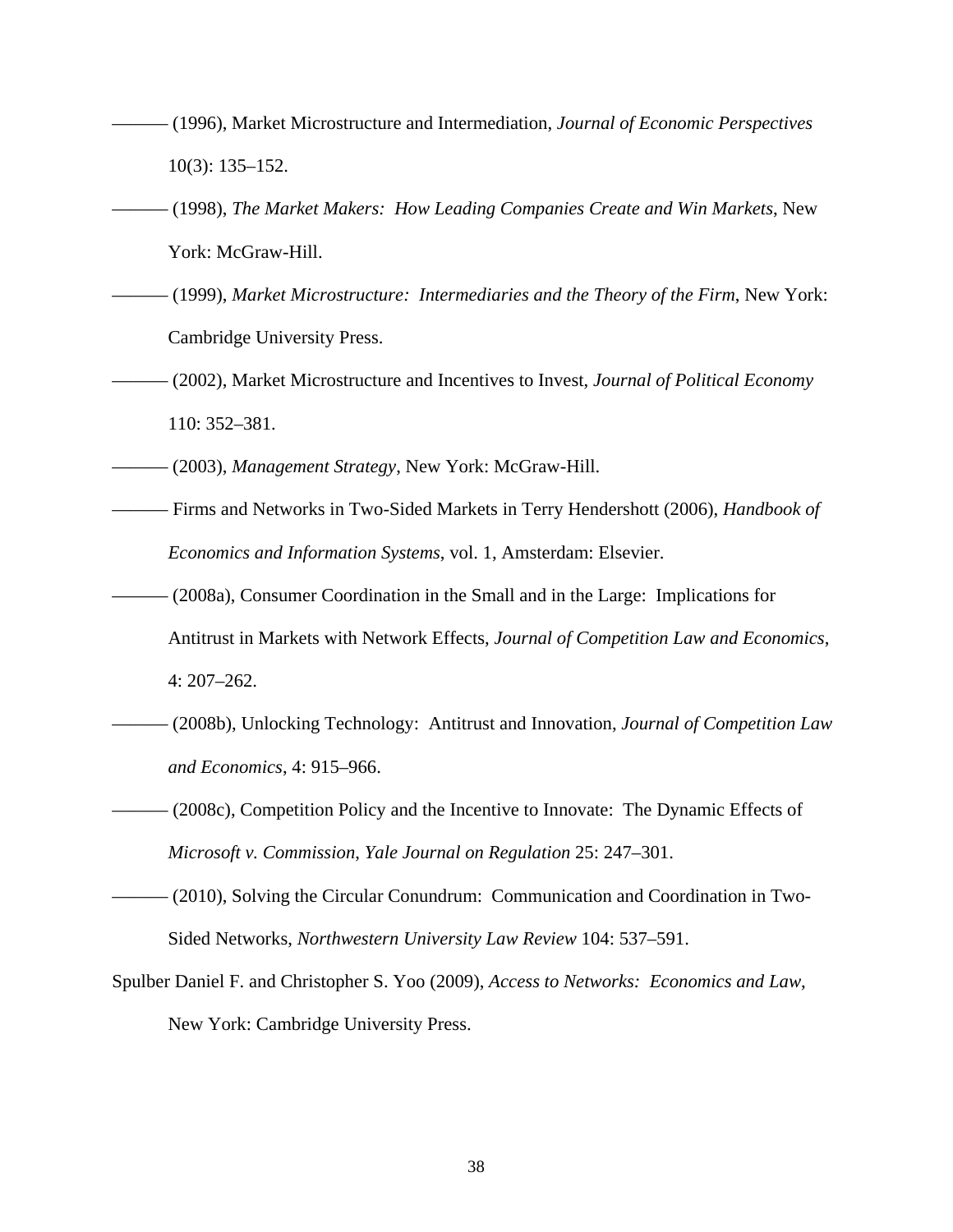——— (1996), Market Microstructure and Intermediation, *Journal of Economic Perspectives* 10(3): 135–152.

——— (1998), *The Market Makers: How Leading Companies Create and Win Markets*, New York: McGraw-Hill.

——— (1999), *Market Microstructure: Intermediaries and the Theory of the Firm*, New York: Cambridge University Press.

——— (2002), Market Microstructure and Incentives to Invest, *Journal of Political Economy* 110: 352–381.

——— (2003), *Management Strategy*, New York: McGraw-Hill.

——— Firms and Networks in Two-Sided Markets in Terry Hendershott (2006), *Handbook of Economics and Information Systems*, vol. 1, Amsterdam: Elsevier.

——— (2008a), Consumer Coordination in the Small and in the Large: Implications for Antitrust in Markets with Network Effects, *Journal of Competition Law and Economics*, 4: 207–262.

——— (2008b), Unlocking Technology: Antitrust and Innovation, *Journal of Competition Law and Economics*, 4: 915–966.

——— (2008c), Competition Policy and the Incentive to Innovate: The Dynamic Effects of *Microsoft v. Commission*, *Yale Journal on Regulation* 25: 247–301.

——— (2010), Solving the Circular Conundrum: Communication and Coordination in Two-Sided Networks, *Northwestern University Law Review* 104: 537–591.

Spulber Daniel F. and Christopher S. Yoo (2009), *Access to Networks: Economics and Law*, New York: Cambridge University Press.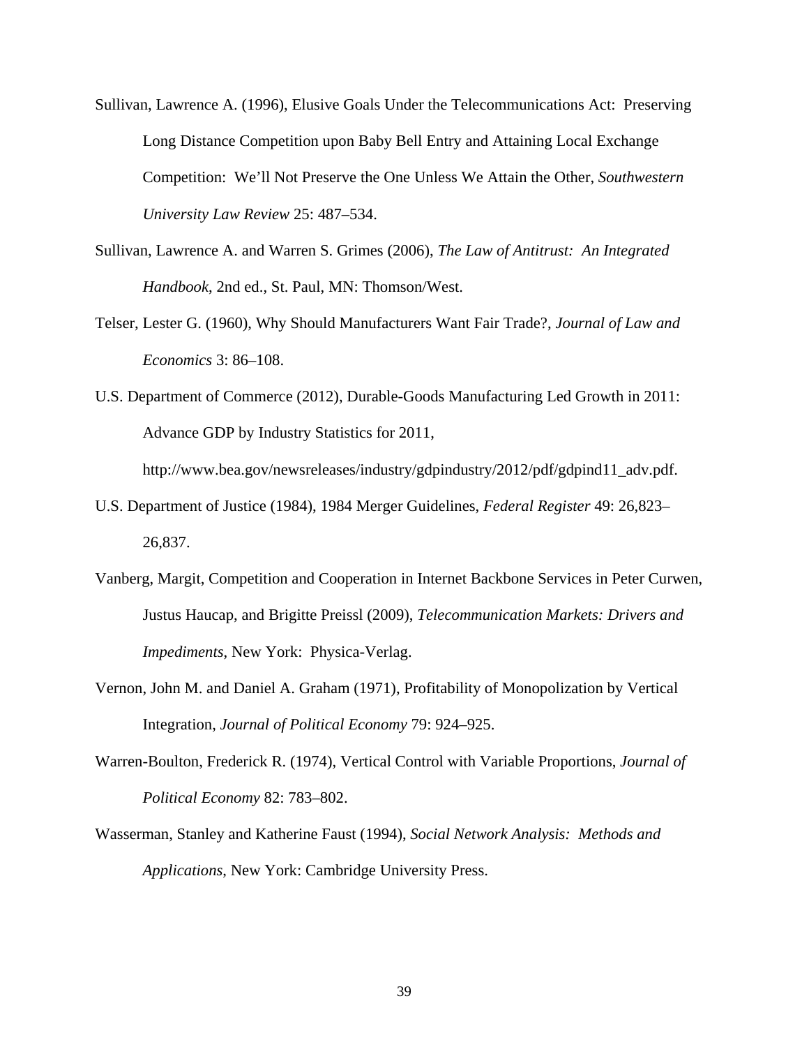Sullivan, Lawrence A. (1996), Elusive Goals Under the Telecommunications Act: Preserving Long Distance Competition upon Baby Bell Entry and Attaining Local Exchange Competition: We'll Not Preserve the One Unless We Attain the Other, *Southwestern University Law Review* 25: 487–534.

Sullivan, Lawrence A. and Warren S. Grimes (2006), *The Law of Antitrust: An Integrated Handbook*, 2nd ed., St. Paul, MN: Thomson/West.

Telser, Lester G. (1960), Why Should Manufacturers Want Fair Trade?, *Journal of Law and Economics* 3: 86–108.

U.S. Department of Commerce (2012), Durable-Goods Manufacturing Led Growth in 2011: Advance GDP by Industry Statistics for 2011, http://www.bea.gov/newsreleases/industry/gdpindustry/2012/pdf/gdpind11_adv.pdf.

U.S. Department of Justice (1984), 1984 Merger Guidelines, *Federal Register* 49: 26,823–26,837.

Vanberg, Margit, Competition and Cooperation in Internet Backbone Services in Peter Curwen, Justus Haucap, and Brigitte Preissl (2009), *Telecommunication Markets: Drivers and Impediments*, New York: Physica-Verlag.

Vernon, John M. and Daniel A. Graham (1971), Profitability of Monopolization by Vertical Integration, *Journal of Political Economy* 79: 924–925.

Warren-Boulton, Frederick R. (1974), Vertical Control with Variable Proportions, *Journal of Political Economy* 82: 783–802.

Wasserman, Stanley and Katherine Faust (1994), *Social Network Analysis: Methods and Applications*, New York: Cambridge University Press.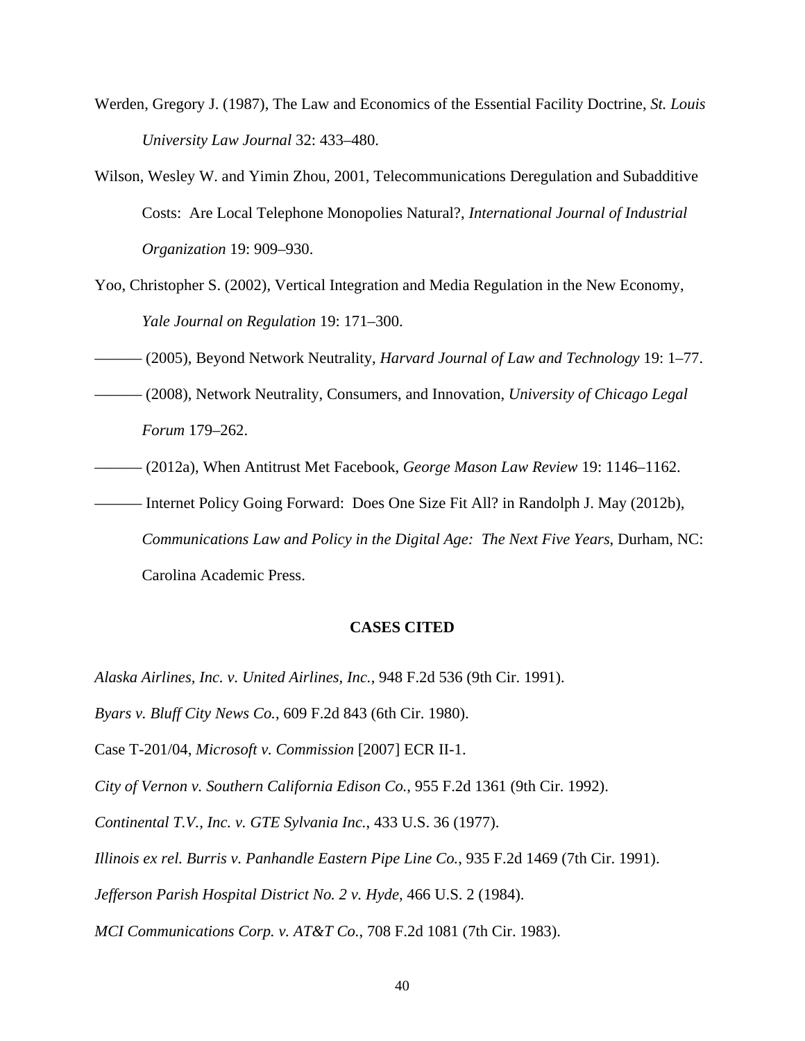Werden, Gregory J. (1987), The Law and Economics of the Essential Facility Doctrine, *St. Louis University Law Journal* 32: 433–480.

Wilson, Wesley W. and Yimin Zhou, 2001, Telecommunications Deregulation and Subadditive Costs: Are Local Telephone Monopolies Natural?, *International Journal of Industrial Organization* 19: 909–930.

Yoo, Christopher S. (2002), Vertical Integration and Media Regulation in the New Economy, *Yale Journal on Regulation* 19: 171–300.

——— (2005), Beyond Network Neutrality, *Harvard Journal of Law and Technology* 19: 1–77.

——— (2008), Network Neutrality, Consumers, and Innovation, *University of Chicago Legal Forum* 179–262.

——— (2012a), When Antitrust Met Facebook, *George Mason Law Review* 19: 1146–1162.

——— Internet Policy Going Forward: Does One Size Fit All? in Randolph J. May (2012b), *Communications Law and Policy in the Digital Age: The Next Five Years*, Durham, NC: Carolina Academic Press.

**CASES CITED**

*Alaska Airlines, Inc. v. United Airlines, Inc.*, 948 F.2d 536 (9th Cir. 1991).

*Byars v. Bluff City News Co.*, 609 F.2d 843 (6th Cir. 1980).

Case T-201/04, *Microsoft v. Commission* [2007] ECR II-1.

*City of Vernon v. Southern California Edison Co.*, 955 F.2d 1361 (9th Cir. 1992).

*Continental T.V., Inc. v. GTE Sylvania Inc.*, 433 U.S. 36 (1977).

*Illinois ex rel. Burris v. Panhandle Eastern Pipe Line Co.*, 935 F.2d 1469 (7th Cir. 1991).

*Jefferson Parish Hospital District No. 2 v. Hyde*, 466 U.S. 2 (1984).

*MCI Communications Corp. v. AT&T Co.*, 708 F.2d 1081 (7th Cir. 1983).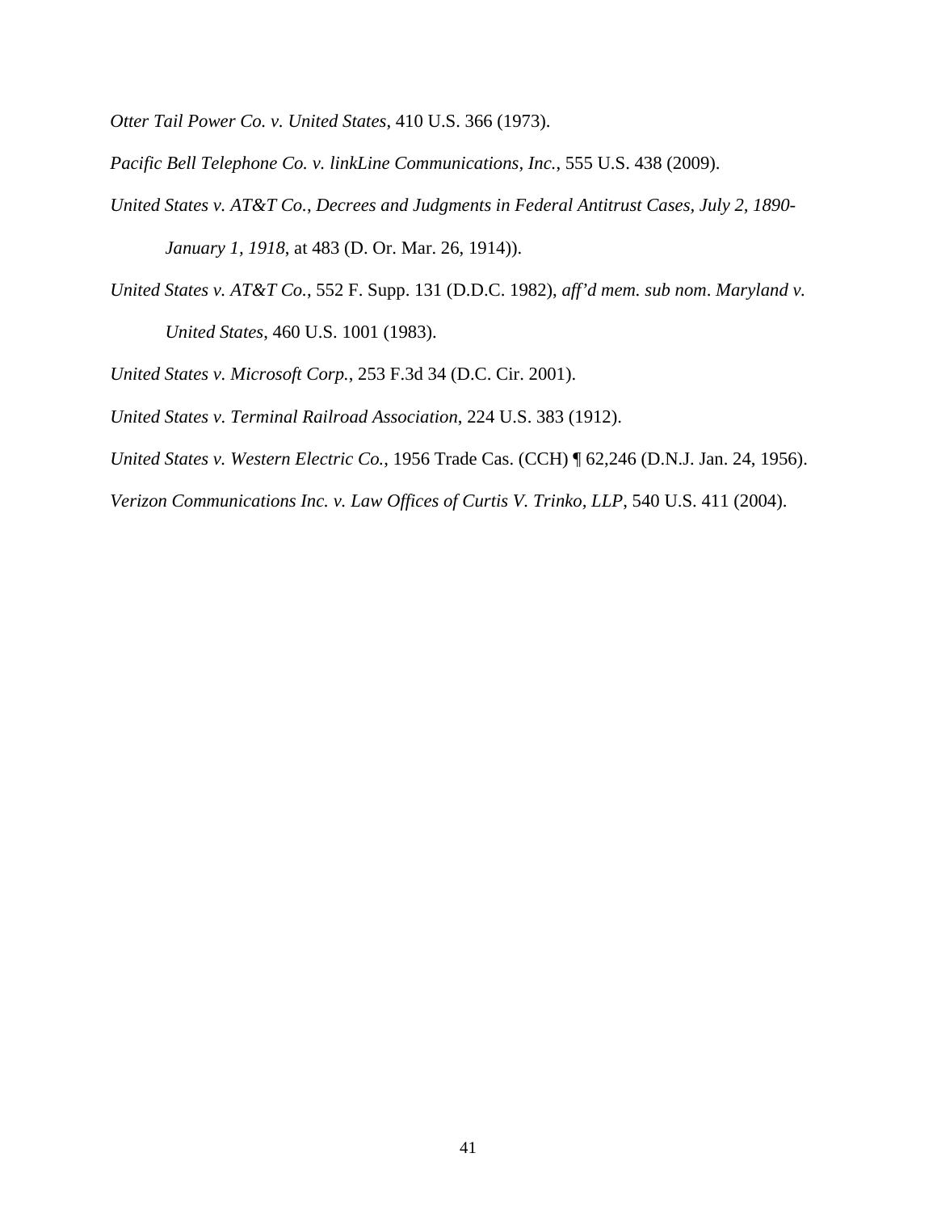*Otter Tail Power Co. v. United States*, 410 U.S. 366 (1973).

*Pacific Bell Telephone Co. v. linkLine Communications, Inc.*, 555 U.S. 438 (2009).

*United States v. AT&T Co.*, *Decrees and Judgments in Federal Antitrust Cases, July 2, 1890-January 1, 1918*, at 483 (D. Or. Mar. 26, 1914)).

*United States v. AT&T Co.*, 552 F. Supp. 131 (D.D.C. 1982), *aff'd mem. sub nom*. *Maryland v. United States*, 460 U.S. 1001 (1983).

*United States v. Microsoft Corp.*, 253 F.3d 34 (D.C. Cir. 2001).

*United States v. Terminal Railroad Association*, 224 U.S. 383 (1912).

*United States v. Western Electric Co.*, 1956 Trade Cas. (CCH) ¶ 62,246 (D.N.J. Jan. 24, 1956).

*Verizon Communications Inc. v. Law Offices of Curtis V. Trinko, LLP*, 540 U.S. 411 (2004).